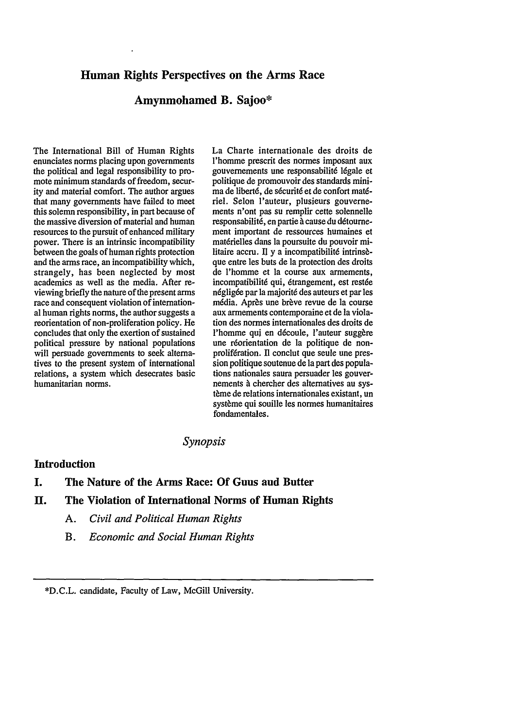# Human Rights Perspectives on the Arms Race

## Amynmohamed B. Sajoo*

The International Bill of Human Rights enunciates norms placing upon governments the political and legal responsibility to promote minimum standards of freedom, security and material comfort. The author argues that many governments have failed to meet this solemn responsibility, in part because of the massive diversion of material and human resources to the pursuit of enhanced military power. There is an intrinsic incompatibility between the goals of human rights protection and the arms race, an incompatibility which, strangely, has been neglected by most academics as well as the media. After reviewing briefly the nature of the present arms race and consequent violation of international human rights norms, the author suggests a reorientation of non-proliferation policy. He concludes that only the exertion of sustained political pressure by national populations will persuade governments to seek alternatives to the present system of international relations, a system which desecrates basic humanitarian norms.

La Charte internationale des droits de l'homme prescrit des normes imposant aux gouvernements une responsabilité légale et politique de promouvoir des standards minima de liberté, de sécurité et de confort matériel. Selon l'auteur, plusieurs gouvernements n'ont pas su remplir cette solennelle responsabilité, en partie à cause du détournement important de ressources humaines et matérielles dans la poursuite du pouvoir militaire accru. Il y a incompatibilité intrinsèque entre les buts de la protection des droits de l'homme et la course aux armements, incompatibilité qui, étrangement, est restée négligée par la majorité des auteurs et par les média. Après une brève revue de la course aux armements contemporaine et de la violation des normes internationales des droits de l'homme qui en découle, l'auteur suggère une réorientation de la politique de non-prolifération. Il conclut que seule une pression politique soutenue de la part des populations nationales saura persuader les gouvernements à chercher des alternatives au système de relations internationales existant, un système qui souille les normes humanitaires fondamentales.

*Synopsis*

**Introduction**

**I. The Nature of the Arms Race: Of Guus aud Butter**

**II. The Violation of International Norms of Human Rights**

- A. *Civil and Political Human Rights*
- B. *Economic and Social Human Rights*

---

*D.C.L. candidate, Faculty of Law, McGill University.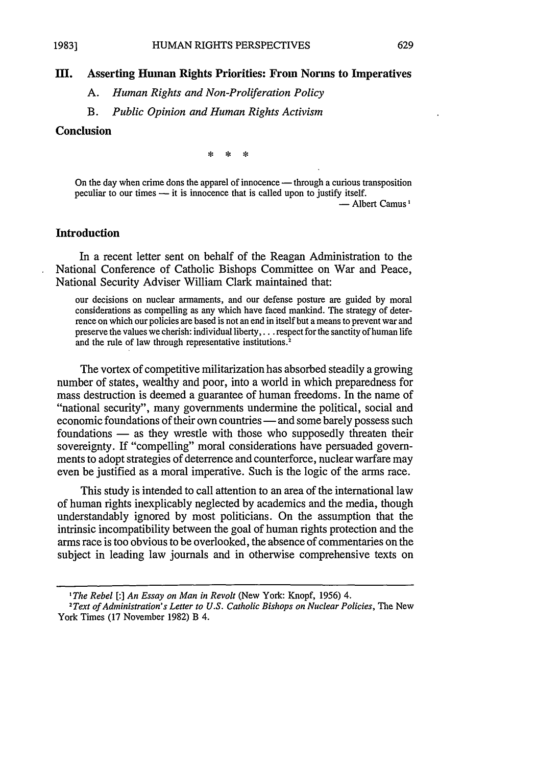## III. Asserting Human Rights Priorities: From Norms to Imperatives

A. *Human Rights and Non-Proliferation Policy*

B. *Public Opinion and Human Rights Activism*

## Conclusion

\* \* \*

> On the day when crime dons the apparel of innocence — through a curious transposition peculiar to our times — it is innocence that is called upon to justify itself.
>
> — Albert Camus[1]

## Introduction

In a recent letter sent on behalf of the Reagan Administration to the National Conference of Catholic Bishops Committee on War and Peace, National Security Adviser William Clark maintained that:

> our decisions on nuclear armaments, and our defense posture are guided by moral considerations as compelling as any which have faced mankind. The strategy of deterrence on which our policies are based is not an end in itself but a means to prevent war and preserve the values we cherish: individual liberty, . . . respect for the sanctity of human life and the rule of law through representative institutions.[2]

The vortex of competitive militarization has absorbed steadily a growing number of states, wealthy and poor, into a world in which preparedness for mass destruction is deemed a guarantee of human freedoms. In the name of "national security", many governments undermine the political, social and economic foundations of their own countries — and some barely possess such foundations — as they wrestle with those who supposedly threaten their sovereignty. If "compelling" moral considerations have persuaded governments to adopt strategies of deterrence and counterforce, nuclear warfare may even be justified as a moral imperative. Such is the logic of the arms race.

This study is intended to call attention to an area of the international law of human rights inexplicably neglected by academics and the media, though understandably ignored by most politicians. On the assumption that the intrinsic incompatibility between the goal of human rights protection and the arms race is too obvious to be overlooked, the absence of commentaries on the subject in leading law journals and in otherwise comprehensive texts on

---

[1] *The Rebel* [:] *An Essay on Man in Revolt* (New York: Knopf, 1956) 4.

[2] *Text of Administration's Letter to U.S. Catholic Bishops on Nuclear Policies*, The New York Times (17 November 1982) B 4.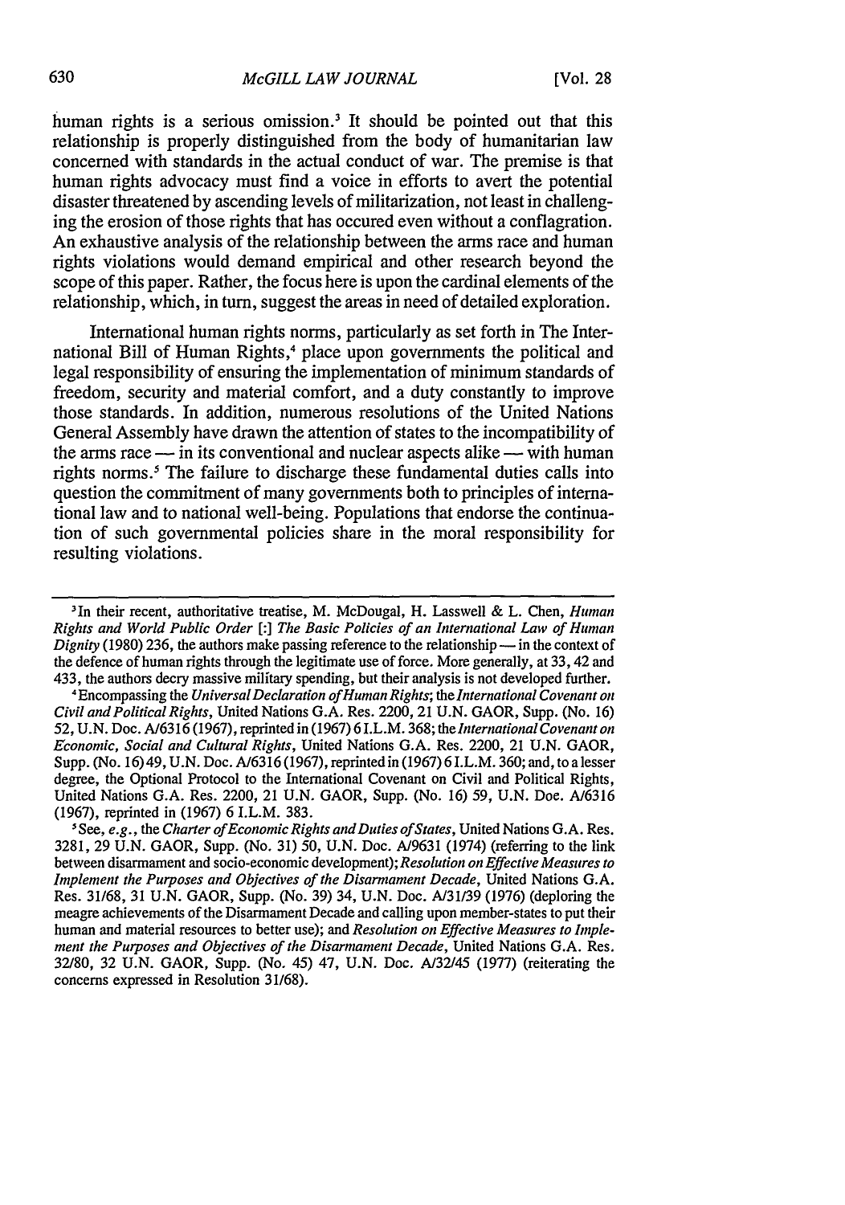human rights is a serious omission.[3] It should be pointed out that this relationship is properly distinguished from the body of humanitarian law concerned with standards in the actual conduct of war. The premise is that human rights advocacy must find a voice in efforts to avert the potential disaster threatened by ascending levels of militarization, not least in challenging the erosion of those rights that has occured even without a conflagration. An exhaustive analysis of the relationship between the arms race and human rights violations would demand empirical and other research beyond the scope of this paper. Rather, the focus here is upon the cardinal elements of the relationship, which, in turn, suggest the areas in need of detailed exploration.

International human rights norms, particularly as set forth in The International Bill of Human Rights,[4] place upon governments the political and legal responsibility of ensuring the implementation of minimum standards of freedom, security and material comfort, and a duty constantly to improve those standards. In addition, numerous resolutions of the United Nations General Assembly have drawn the attention of states to the incompatibility of the arms race — in its conventional and nuclear aspects alike — with human rights norms.[5] The failure to discharge these fundamental duties calls into question the commitment of many governments both to principles of international law and to national well-being. Populations that endorse the continuation of such governmental policies share in the moral responsibility for resulting violations.

---

[3] In their recent, authoritative treatise, M. McDougal, H. Lasswell & L. Chen, *Human Rights and World Public Order [:] The Basic Policies of an International Law of Human Dignity* (1980) 236, the authors make passing reference to the relationship — in the context of the defence of human rights through the legitimate use of force. More generally, at 33, 42 and 433, the authors decry massive military spending, but their analysis is not developed further.

[4] Encompassing the *Universal Declaration of Human Rights*; the *International Covenant on Civil and Political Rights*, United Nations G.A. Res. 2200, 21 U.N. GAOR, Supp. (No. 16) 52, U.N. Doc. A/6316 (1967), reprinted in (1967) 6 I.L.M. 368; the *International Covenant on Economic, Social and Cultural Rights*, United Nations G.A. Res. 2200, 21 U.N. GAOR, Supp. (No. 16) 49, U.N. Doc. A/6316 (1967), reprinted in (1967) 6 I.L.M. 360; and, to a lesser degree, the Optional Protocol to the International Covenant on Civil and Political Rights, United Nations G.A. Res. 2200, 21 U.N. GAOR, Supp. (No. 16) 59, U.N. Doe. A/6316 (1967), reprinted in (1967) 6 I.L.M. 383.

[5] See, *e.g.*, the *Charter of Economic Rights and Duties of States*, United Nations G.A. Res. 3281, 29 U.N. GAOR, Supp. (No. 31) 50, U.N. Doc. A/9631 (1974) (referring to the link between disarmament and socio-economic development); *Resolution on Effective Measures to Implement the Purposes and Objectives of the Disarmament Decade*, United Nations G.A. Res. 31/68, 31 U.N. GAOR, Supp. (No. 39) 34, U.N. Doc. A/31/39 (1976) (deploring the meagre achievements of the Disarmament Decade and calling upon member-states to put their human and material resources to better use); and *Resolution on Effective Measures to Implement the Purposes and Objectives of the Disarmament Decade*, United Nations G.A. Res. 32/80, 32 U.N. GAOR, Supp. (No. 45) 47, U.N. Doc. A/32/45 (1977) (reiterating the concerns expressed in Resolution 31/68).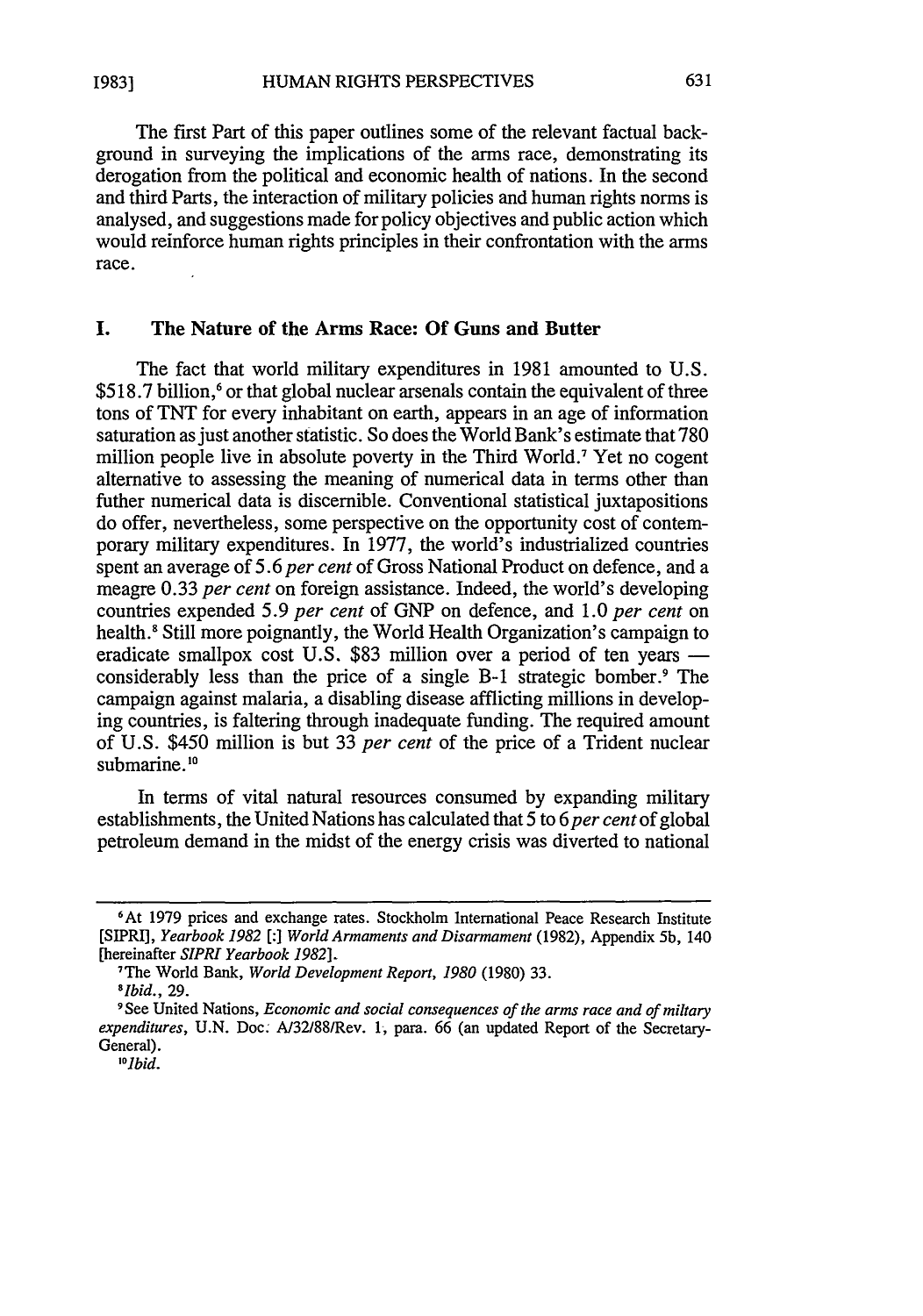The first Part of this paper outlines some of the relevant factual background in surveying the implications of the arms race, demonstrating its derogation from the political and economic health of nations. In the second and third Parts, the interaction of military policies and human rights norms is analysed, and suggestions made for policy objectives and public action which would reinforce human rights principles in their confrontation with the arms race.

## I. The Nature of the Arms Race: Of Guns and Butter

The fact that world military expenditures in 1981 amounted to U.S. $518.7 billion,[6] or that global nuclear arsenals contain the equivalent of three tons of TNT for every inhabitant on earth, appears in an age of information saturation as just another statistic. So does the World Bank's estimate that 780 million people live in absolute poverty in the Third World.[7] Yet no cogent alternative to assessing the meaning of numerical data in terms other than futher numerical data is discernible. Conventional statistical juxtapositions do offer, nevertheless, some perspective on the opportunity cost of contemporary military expenditures. In 1977, the world's industrialized countries spent an average of 5.6 *per cent* of Gross National Product on defence, and a meagre 0.33 *per cent* on foreign assistance. Indeed, the world's developing countries expended 5.9 *per cent* of GNP on defence, and 1.0 *per cent* on health.[8] Still more poignantly, the World Health Organization's campaign to eradicate smallpox cost U.S. $83 million over a period of ten years — considerably less than the price of a single B-1 strategic bomber.[9] The campaign against malaria, a disabling disease afflicting millions in developing countries, is faltering through inadequate funding. The required amount of U.S. $450 million is but 33 *per cent* of the price of a Trident nuclear submarine.[10]

In terms of vital natural resources consumed by expanding military establishments, the United Nations has calculated that 5 to 6 *per cent* of global petroleum demand in the midst of the energy crisis was diverted to national

---

[6] At 1979 prices and exchange rates. Stockholm International Peace Research Institute [SIPRI], *Yearbook 1982* [:] *World Armaments and Disarmament* (1982), Appendix 5b, 140 [hereinafter *SIPRI Yearbook 1982*].

[7] The World Bank, *World Development Report, 1980* (1980) 33.

[8] *Ibid.*, 29.

[9] See United Nations, *Economic and social consequences of the arms race and of miltary expenditures*, U.N. Doc. A/32/88/Rev. 1, para. 66 (an updated Report of the Secretary-General).

[10] *Ibid.*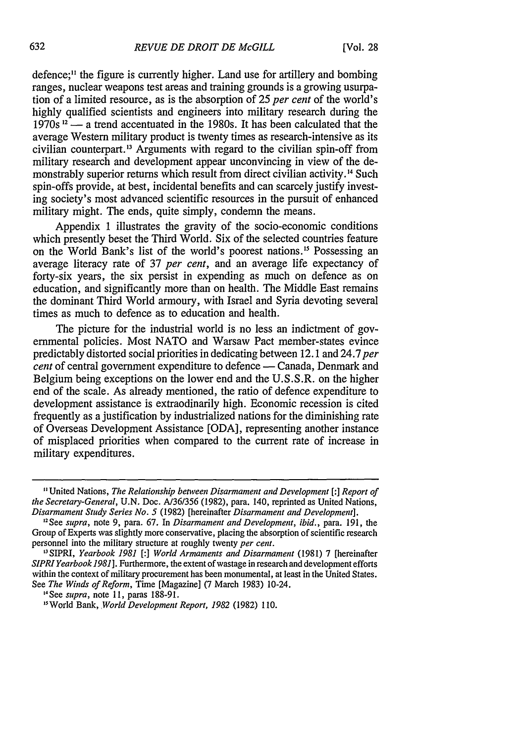defence;[11] the figure is currently higher. Land use for artillery and bombing ranges, nuclear weapons test areas and training grounds is a growing usurpation of a limited resource, as is the absorption of 25 *per cent* of the world's highly qualified scientists and engineers into military research during the 1970s [12] — a trend accentuated in the 1980s. It has been calculated that the average Western military product is twenty times as research-intensive as its civilian counterpart.[13] Arguments with regard to the civilian spin-off from military research and development appear unconvincing in view of the demonstrably superior returns which result from direct civilian activity.[14] Such spin-offs provide, at best, incidental benefits and can scarcely justify investing society's most advanced scientific resources in the pursuit of enhanced military might. The ends, quite simply, condemn the means.

Appendix 1 illustrates the gravity of the socio-economic conditions which presently beset the Third World. Six of the selected countries feature on the World Bank's list of the world's poorest nations.[15] Possessing an average literacy rate of 37 *per cent*, and an average life expectancy of forty-six years, the six persist in expending as much on defence as on education, and significantly more than on health. The Middle East remains the dominant Third World armoury, with Israel and Syria devoting several times as much to defence as to education and health.

The picture for the industrial world is no less an indictment of governmental policies. Most NATO and Warsaw Pact member-states evince predictably distorted social priorities in dedicating between 12.1 and 24.7 *per cent* of central government expenditure to defence — Canada, Denmark and Belgium being exceptions on the lower end and the U.S.S.R. on the higher end of the scale. As already mentioned, the ratio of defence expenditure to development assistance is extraodinarily high. Economic recession is cited frequently as a justification by industrialized nations for the diminishing rate of Overseas Development Assistance [ODA], representing another instance of misplaced priorities when compared to the current rate of increase in military expenditures.

---

[11] United Nations, *The Relationship between Disarmament and Development* [:] *Report of the Secretary-General*, U.N. Doc. A/36/356 (1982), para. 140, reprinted as United Nations, *Disarmament Study Series No. 5* (1982) [hereinafter *Disarmament and Development*].

[12] See *supra*, note 9, para. 67. In *Disarmament and Development*, *ibid.*, para. 191, the Group of Experts was slightly more conservative, placing the absorption of scientific research personnel into the military structure at roughly twenty *per cent*.

[13] SIPRI, *Yearbook 1981* [:] *World Armaments and Disarmament* (1981) 7 [hereinafter *SIPRI Yearbook 1981*]. Furthermore, the extent of wastage in research and development efforts within the context of military procurement has been monumental, at least in the United States. See *The Winds of Reform*, Time [Magazine] (7 March 1983) 10-24.

[14] See *supra*, note 11, paras 188-91.

[15] World Bank, *World Development Report, 1982* (1982) 110.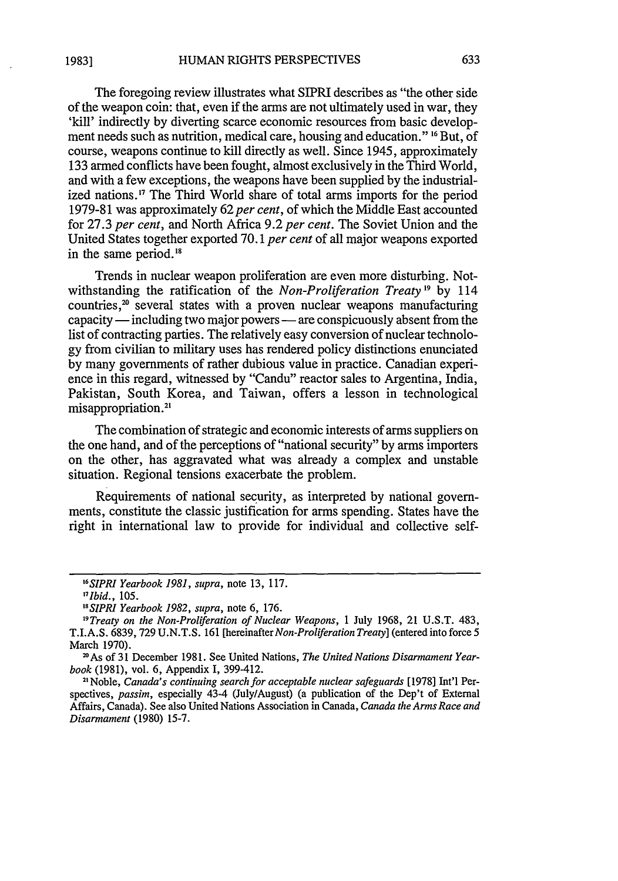The foregoing review illustrates what SIPRI describes as "the other side of the weapon coin: that, even if the arms are not ultimately used in war, they 'kill' indirectly by diverting scarce economic resources from basic development needs such as nutrition, medical care, housing and education."[16] But, of course, weapons continue to kill directly as well. Since 1945, approximately 133 armed conflicts have been fought, almost exclusively in the Third World, and with a few exceptions, the weapons have been supplied by the industrialized nations.[17] The Third World share of total arms imports for the period 1979-81 was approximately 62 *per cent*, of which the Middle East accounted for 27.3 *per cent*, and North Africa 9.2 *per cent*. The Soviet Union and the United States together exported 70.1 *per cent* of all major weapons exported in the same period.[18]

Trends in nuclear weapon proliferation are even more disturbing. Notwithstanding the ratification of the *Non-Proliferation Treaty*[19] by 114 countries,[20] several states with a proven nuclear weapons manufacturing capacity — including two major powers — are conspicuously absent from the list of contracting parties. The relatively easy conversion of nuclear technology from civilian to military uses has rendered policy distinctions enunciated by many governments of rather dubious value in practice. Canadian experience in this regard, witnessed by "Candu" reactor sales to Argentina, India, Pakistan, South Korea, and Taiwan, offers a lesson in technological misappropriation.[21]

The combination of strategic and economic interests of arms suppliers on the one hand, and of the perceptions of "national security" by arms importers on the other, has aggravated what was already a complex and unstable situation. Regional tensions exacerbate the problem.

Requirements of national security, as interpreted by national governments, constitute the classic justification for arms spending. States have the right in international law to provide for individual and collective self-

---

[16] *SIPRI Yearbook 1981*, *supra*, note 13, 117.

[17] *Ibid.*, 105.

[18] *SIPRI Yearbook 1982*, *supra*, note 6, 176.

[19] *Treaty on the Non-Proliferation of Nuclear Weapons*, 1 July 1968, 21 U.S.T. 483, T.I.A.S. 6839, 729 U.N.T.S. 161 [hereinafter *Non-Proliferation Treaty*] (entered into force 5 March 1970).

[20] As of 31 December 1981. See United Nations, *The United Nations Disarmament Yearbook* (1981), vol. 6, Appendix I, 399-412.

[21] Noble, *Canada's continuing search for acceptable nuclear safeguards* [1978] Int'l Perspectives, *passim*, especially 43-4 (July/August) (a publication of the Dep't of External Affairs, Canada). See also United Nations Association in Canada, *Canada the Arms Race and Disarmament* (1980) 15-7.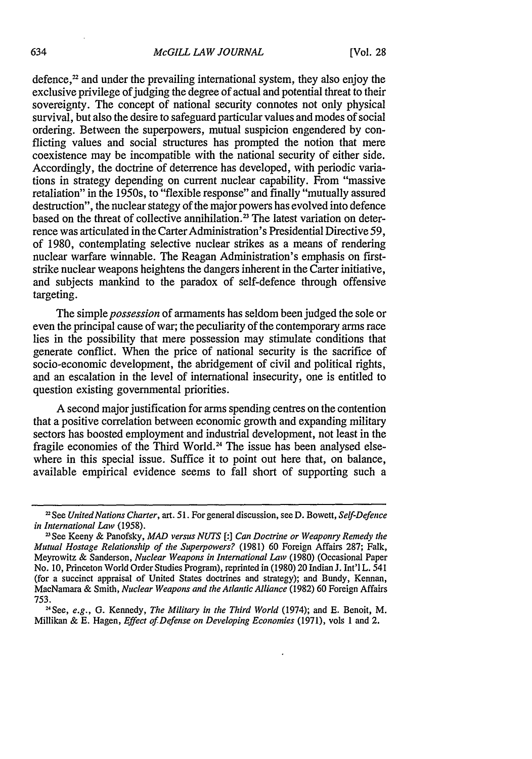defence,[22] and under the prevailing international system, they also enjoy the exclusive privilege of judging the degree of actual and potential threat to their sovereignty. The concept of national security connotes not only physical survival, but also the desire to safeguard particular values and modes of social ordering. Between the superpowers, mutual suspicion engendered by conflicting values and social structures has prompted the notion that mere coexistence may be incompatible with the national security of either side. Accordingly, the doctrine of deterrence has developed, with periodic variations in strategy depending on current nuclear capability. From "massive retaliation" in the 1950s, to "flexible response" and finally "mutually assured destruction", the nuclear stategy of the major powers has evolved into defence based on the threat of collective annihilation.[23] The latest variation on deterrence was articulated in the Carter Administration's Presidential Directive 59, of 1980, contemplating selective nuclear strikes as a means of rendering nuclear warfare winnable. The Reagan Administration's emphasis on first-strike nuclear weapons heightens the dangers inherent in the Carter initiative, and subjects mankind to the paradox of self-defence through offensive targeting.

The simple *possession* of armaments has seldom been judged the sole or even the principal cause of war; the peculiarity of the contemporary arms race lies in the possibility that mere possession may stimulate conditions that generate conflict. When the price of national security is the sacrifice of socio-economic development, the abridgement of civil and political rights, and an escalation in the level of international insecurity, one is entitled to question existing governmental priorities.

A second major justification for arms spending centres on the contention that a positive correlation between economic growth and expanding military sectors has boosted employment and industrial development, not least in the fragile economies of the Third World.[24] The issue has been analysed elsewhere in this special issue. Suffice it to point out here that, on balance, available empirical evidence seems to fall short of supporting such a

---

[22] See *United Nations Charter*, art. 51. For general discussion, see D. Bowett, *Self-Defence in International Law* (1958).

[23] See Keeny & Panofsky, *MAD versus NUTS [:] Can Doctrine or Weaponry Remedy the Mutual Hostage Relationship of the Superpowers?* (1981) 60 Foreign Affairs 287; Falk, Meyrowitz & Sanderson, *Nuclear Weapons in International Law* (1980) (Occasional Paper No. 10, Princeton World Order Studies Program), reprinted in (1980) 20 Indian J. Int'l L. 541 (for a succinct appraisal of United States doctrines and strategy); and Bundy, Kennan, MacNamara & Smith, *Nuclear Weapons and the Atlantic Alliance* (1982) 60 Foreign Affairs 753.

[24] See, *e.g.*, G. Kennedy, *The Military in the Third World* (1974); and E. Benoit, M. Millikan & E. Hagen, *Effect of Defense on Developing Economies* (1971), vols 1 and 2.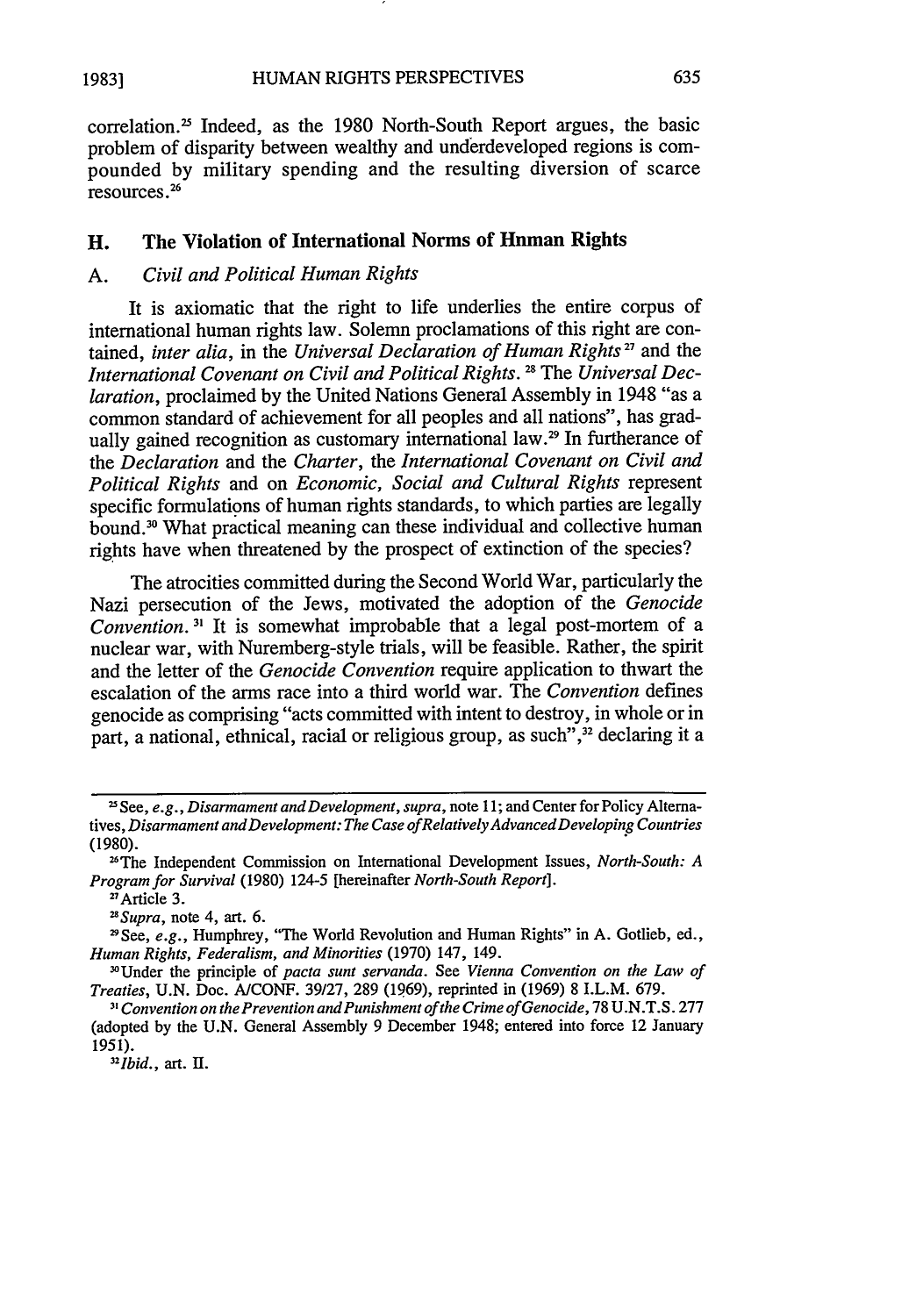correlation.[25] Indeed, as the 1980 North-South Report argues, the basic problem of disparity between wealthy and underdeveloped regions is compounded by military spending and the resulting diversion of scarce resources.[26]

## II. The Violation of International Norms of Hnman Rights

### A. *Civil and Political Human Rights*

It is axiomatic that the right to life underlies the entire corpus of international human rights law. Solemn proclamations of this right are contained, *inter alia*, in the *Universal Declaration of Human Rights*[27] and the *International Covenant on Civil and Political Rights*.[28] The *Universal Declaration*, proclaimed by the United Nations General Assembly in 1948 "as a common standard of achievement for all peoples and all nations", has gradually gained recognition as customary international law.[29] In furtherance of the *Declaration* and the *Charter*, the *International Covenant on Civil and Political Rights* and on *Economic, Social and Cultural Rights* represent specific formulations of human rights standards, to which parties are legally bound.[30] What practical meaning can these individual and collective human rights have when threatened by the prospect of extinction of the species?

The atrocities committed during the Second World War, particularly the Nazi persecution of the Jews, motivated the adoption of the *Genocide Convention*.[31] It is somewhat improbable that a legal post-mortem of a nuclear war, with Nuremberg-style trials, will be feasible. Rather, the spirit and the letter of the *Genocide Convention* require application to thwart the escalation of the arms race into a third world war. The *Convention* defines genocide as comprising "acts committed with intent to destroy, in whole or in part, a national, ethnical, racial or religious group, as such",[32] declaring it a

---

[25] See, *e.g.*, *Disarmament and Development*, *supra*, note 11; and Center for Policy Alternatives, *Disarmament and Development: The Case of Relatively Advanced Developing Countries* (1980).

[26] The Independent Commission on International Development Issues, *North-South: A Program for Survival* (1980) 124-5 [hereinafter *North-South Report*].

[27] Article 3.

[28] *Supra*, note 4, art. 6.

[29] See, *e.g.*, Humphrey, "The World Revolution and Human Rights" in A. Gotlieb, ed., *Human Rights, Federalism, and Minorities* (1970) 147, 149.

[30] Under the principle of *pacta sunt servanda*. See *Vienna Convention on the Law of Treaties*, U.N. Doc. A/CONF. 39/27, 289 (1969), reprinted in (1969) 8 I.L.M. 679.

[31] *Convention on the Prevention and Punishment of the Crime of Genocide*, 78 U.N.T.S. 277 (adopted by the U.N. General Assembly 9 December 1948; entered into force 12 January 1951).

[32] *Ibid.*, art. II.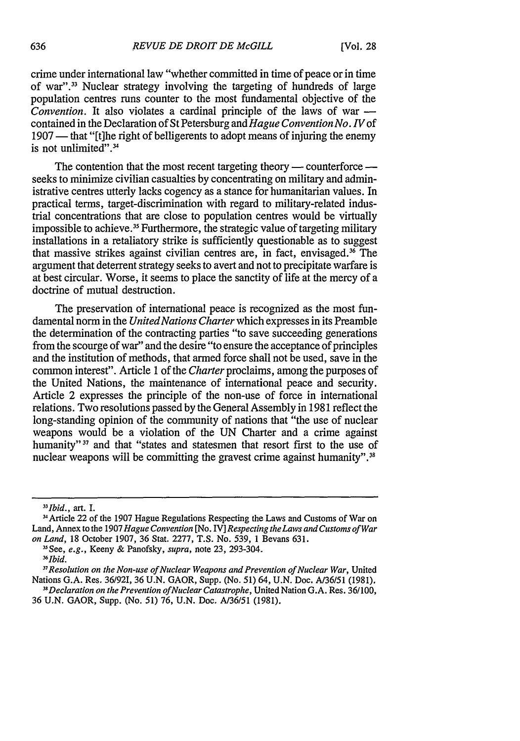crime under international law "whether committed in time of peace or in time of war".[33] Nuclear strategy involving the targeting of hundreds of large population centres runs counter to the most fundamental objective of the *Convention*. It also violates a cardinal principle of the laws of war — contained in the Declaration of St Petersburg and *Hague Convention No. IV* of 1907 — that "[t]he right of belligerents to adopt means of injuring the enemy is not unlimited".[34]

The contention that the most recent targeting theory — counterforce — seeks to minimize civilian casualties by concentrating on military and administrative centres utterly lacks cogency as a stance for humanitarian values. In practical terms, target-discrimination with regard to military-related industrial concentrations that are close to population centres would be virtually impossible to achieve.[35] Furthermore, the strategic value of targeting military installations in a retaliatory strike is sufficiently questionable as to suggest that massive strikes against civilian centres are, in fact, envisaged.[36] The argument that deterrent strategy seeks to avert and not to precipitate warfare is at best circular. Worse, it seems to place the sanctity of life at the mercy of a doctrine of mutual destruction.

The preservation of international peace is recognized as the most fundamental norm in the *United Nations Charter* which expresses in its Preamble the determination of the contracting parties "to save succeeding generations from the scourge of war" and the desire "to ensure the acceptance of principles and the institution of methods, that armed force shall not be used, save in the common interest". Article 1 of the *Charter* proclaims, among the purposes of the United Nations, the maintenance of international peace and security. Article 2 expresses the principle of the non-use of force in international relations. Two resolutions passed by the General Assembly in 1981 reflect the long-standing opinion of the community of nations that "the use of nuclear weapons would be a violation of the UN Charter and a crime against humanity"[37] and that "states and statesmen that resort first to the use of nuclear weapons will be committing the gravest crime against humanity".[38]

---

[33] *Ibid.*, art. I.

[34] Article 22 of the 1907 Hague Regulations Respecting the Laws and Customs of War on Land, Annex to the 1907 *Hague Convention* [No. IV] *Respecting the Laws and Customs of War on Land*, 18 October 1907, 36 Stat. 2277, T.S. No. 539, 1 Bevans 631.

[35] See, *e.g.*, Keeny & Panofsky, *supra*, note 23, 293-304.

[36] *Ibid.*

[37] *Resolution on the Non-use of Nuclear Weapons and Prevention of Nuclear War*, United Nations G.A. Res. 36/92I, 36 U.N. GAOR, Supp. (No. 51) 64, U.N. Doc. A/36/51 (1981).

[38] *Declaration on the Prevention of Nuclear Catastrophe*, United Nation G.A. Res. 36/100, 36 U.N. GAOR, Supp. (No. 51) 76, U.N. Doc. A/36/51 (1981).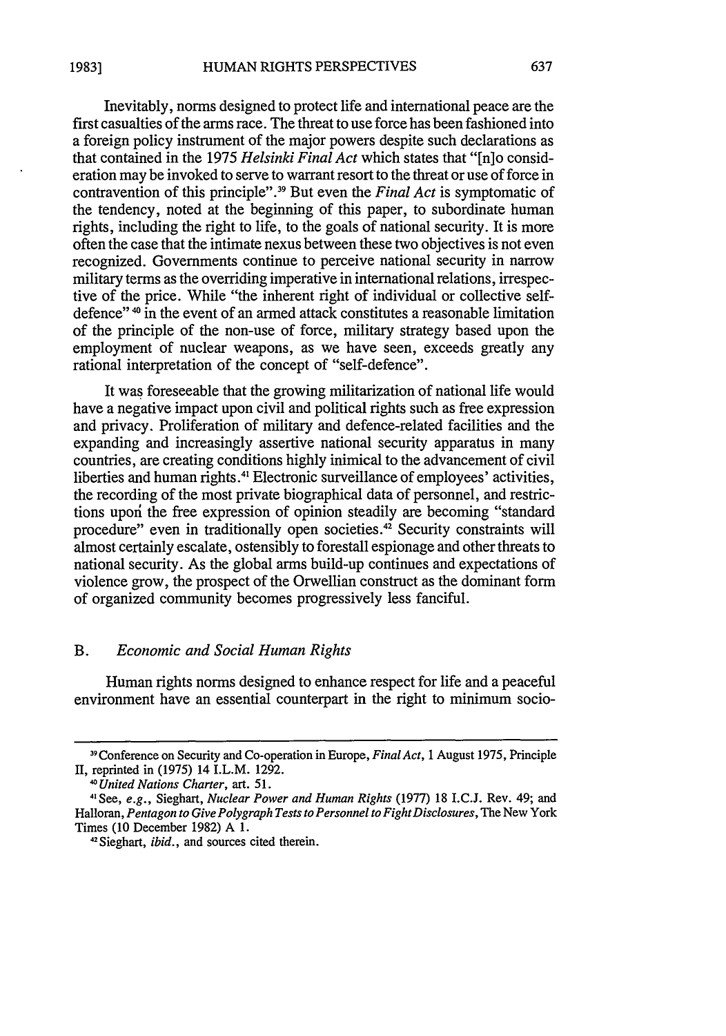Inevitably, norms designed to protect life and international peace are the first casualties of the arms race. The threat to use force has been fashioned into a foreign policy instrument of the major powers despite such declarations as that contained in the 1975 *Helsinki Final Act* which states that "[n]o consideration may be invoked to serve to warrant resort to the threat or use of force in contravention of this principle".[39] But even the *Final Act* is symptomatic of the tendency, noted at the beginning of this paper, to subordinate human rights, including the right to life, to the goals of national security. It is more often the case that the intimate nexus between these two objectives is not even recognized. Governments continue to perceive national security in narrow military terms as the overriding imperative in international relations, irrespective of the price. While "the inherent right of individual or collective self-defence"[40] in the event of an armed attack constitutes a reasonable limitation of the principle of the non-use of force, military strategy based upon the employment of nuclear weapons, as we have seen, exceeds greatly any rational interpretation of the concept of "self-defence".

It was foreseeable that the growing militarization of national life would have a negative impact upon civil and political rights such as free expression and privacy. Proliferation of military and defence-related facilities and the expanding and increasingly assertive national security apparatus in many countries, are creating conditions highly inimical to the advancement of civil liberties and human rights.[41] Electronic surveillance of employees' activities, the recording of the most private biographical data of personnel, and restrictions upon the free expression of opinion steadily are becoming "standard procedure" even in traditionally open societies.[42] Security constraints will almost certainly escalate, ostensibly to forestall espionage and other threats to national security. As the global arms build-up continues and expectations of violence grow, the prospect of the Orwellian construct as the dominant form of organized community becomes progressively less fanciful.

### B. *Economic and Social Human Rights*

Human rights norms designed to enhance respect for life and a peaceful environment have an essential counterpart in the right to minimum socio-

---

[39] Conference on Security and Co-operation in Europe, *Final Act*, 1 August 1975, Principle II, reprinted in (1975) 14 I.L.M. 1292.

[40] *United Nations Charter*, art. 51.

[41] See, *e.g.*, Sieghart, *Nuclear Power and Human Rights* (1977) 18 I.C.J. Rev. 49; and Halloran, *Pentagon to Give Polygraph Tests to Personnel to Fight Disclosures*, The New York Times (10 December 1982) A 1.

[42] Sieghart, *ibid.*, and sources cited therein.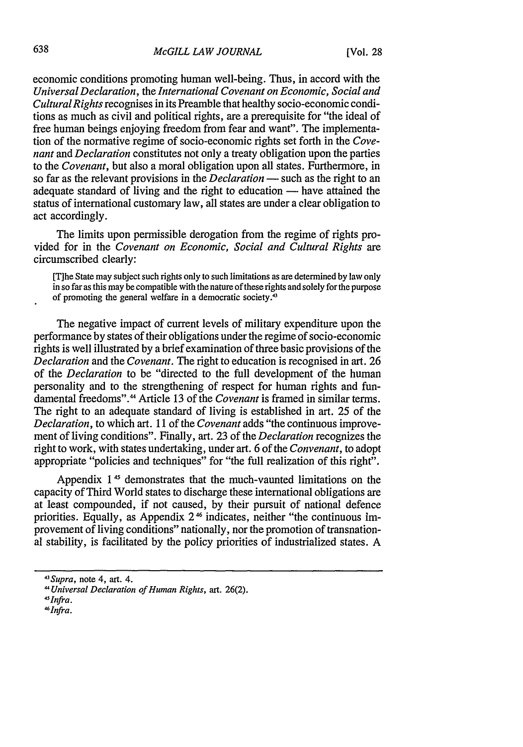economic conditions promoting human well-being. Thus, in accord with the *Universal Declaration*, the *International Covenant on Economic, Social and Cultural Rights* recognises in its Preamble that healthy socio-economic conditions as much as civil and political rights, are a prerequisite for "the ideal of free human beings enjoying freedom from fear and want". The implementation of the normative regime of socio-economic rights set forth in the *Covenant* and *Declaration* constitutes not only a treaty obligation upon the parties to the *Covenant*, but also a moral obligation upon all states. Furthermore, in so far as the relevant provisions in the *Declaration* — such as the right to an adequate standard of living and the right to education — have attained the status of international customary law, all states are under a clear obligation to act accordingly.

The limits upon permissible derogation from the regime of rights provided for in the *Covenant on Economic, Social and Cultural Rights* are circumscribed clearly:

> [T]he State may subject such rights only to such limitations as are determined by law only in so far as this may be compatible with the nature of these rights and solely for the purpose of promoting the general welfare in a democratic society.[43]

The negative impact of current levels of military expenditure upon the performance by states of their obligations under the regime of socio-economic rights is well illustrated by a brief examination of three basic provisions of the *Declaration* and the *Covenant*. The right to education is recognised in art. 26 of the *Declaration* to be "directed to the full development of the human personality and to the strengthening of respect for human rights and fundamental freedoms".[44] Article 13 of the *Covenant* is framed in similar terms. The right to an adequate standard of living is established in art. 25 of the *Declaration*, to which art. 11 of the *Covenant* adds "the continuous improvement of living conditions". Finally, art. 23 of the *Declaration* recognizes the right to work, with states undertaking, under art. 6 of the *Convenant*, to adopt appropriate "policies and techniques" for "the full realization of this right".

Appendix 1[45] demonstrates that the much-vaunted limitations on the capacity of Third World states to discharge these international obligations are at least compounded, if not caused, by their pursuit of national defence priorities. Equally, as Appendix 2[46] indicates, neither "the continuous improvement of living conditions" nationally, nor the promotion of transnational stability, is facilitated by the policy priorities of industrialized states. A

---

[43] *Supra*, note 4, art. 4.

[44] *Universal Declaration of Human Rights*, art. 26(2).

[45] *Infra*.

[46] *Infra*.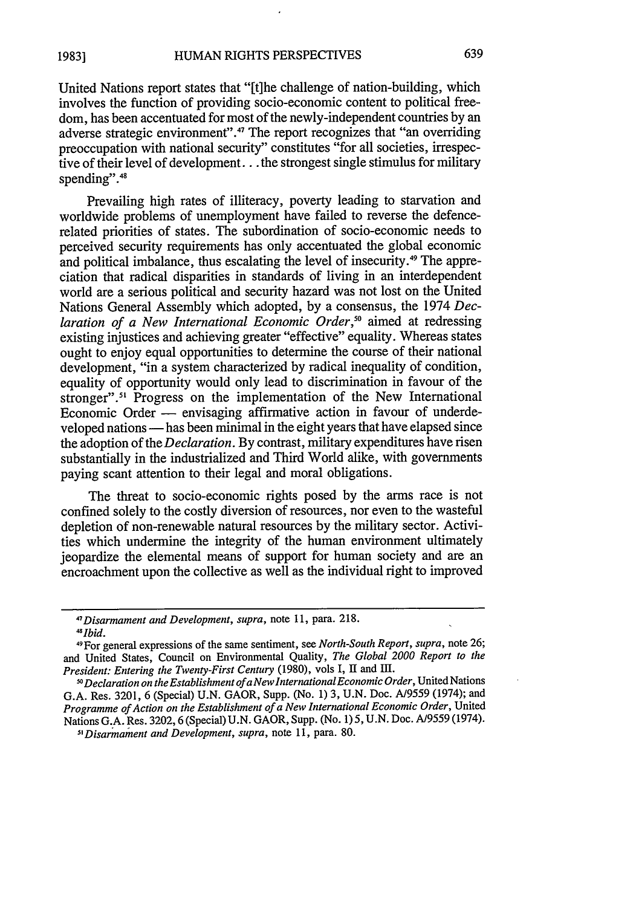United Nations report states that "[t]he challenge of nation-building, which involves the function of providing socio-economic content to political freedom, has been accentuated for most of the newly-independent countries by an adverse strategic environment".[47] The report recognizes that "an overriding preoccupation with national security" constitutes "for all societies, irrespective of their level of development. . . the strongest single stimulus for military spending".[48]

Prevailing high rates of illiteracy, poverty leading to starvation and worldwide problems of unemployment have failed to reverse the defence-related priorities of states. The subordination of socio-economic needs to perceived security requirements has only accentuated the global economic and political imbalance, thus escalating the level of insecurity.[49] The appreciation that radical disparities in standards of living in an interdependent world are a serious political and security hazard was not lost on the United Nations General Assembly which adopted, by a consensus, the 1974 *Declaration of a New International Economic Order*,[50] aimed at redressing existing injustices and achieving greater "effective" equality. Whereas states ought to enjoy equal opportunities to determine the course of their national development, "in a system characterized by radical inequality of condition, equality of opportunity would only lead to discrimination in favour of the stronger".[51] Progress on the implementation of the New International Economic Order — envisaging affirmative action in favour of underdeveloped nations — has been minimal in the eight years that have elapsed since the adoption of the *Declaration*. By contrast, military expenditures have risen substantially in the industrialized and Third World alike, with governments paying scant attention to their legal and moral obligations.

The threat to socio-economic rights posed by the arms race is not confined solely to the costly diversion of resources, nor even to the wasteful depletion of non-renewable natural resources by the military sector. Activities which undermine the integrity of the human environment ultimately jeopardize the elemental means of support for human society and are an encroachment upon the collective as well as the individual right to improved

---

[47] *Disarmament and Development*, *supra*, note 11, para. 218.

[48] *Ibid.*

[49] For general expressions of the same sentiment, see *North-South Report*, *supra*, note 26; and United States, Council on Environmental Quality, *The Global 2000 Report to the President: Entering the Twenty-First Century* (1980), vols I, II and III.

[50] *Declaration on the Establishment of a New International Economic Order*, United Nations G.A. Res. 3201, 6 (Special) U.N. GAOR, Supp. (No. 1) 3, U.N. Doc. A/9559 (1974); and *Programme of Action on the Establishment of a New International Economic Order*, United Nations G.A. Res. 3202, 6 (Special) U.N. GAOR, Supp. (No. 1) 5, U.N. Doc. A/9559 (1974).

[51] *Disarmament and Development*, *supra*, note 11, para. 80.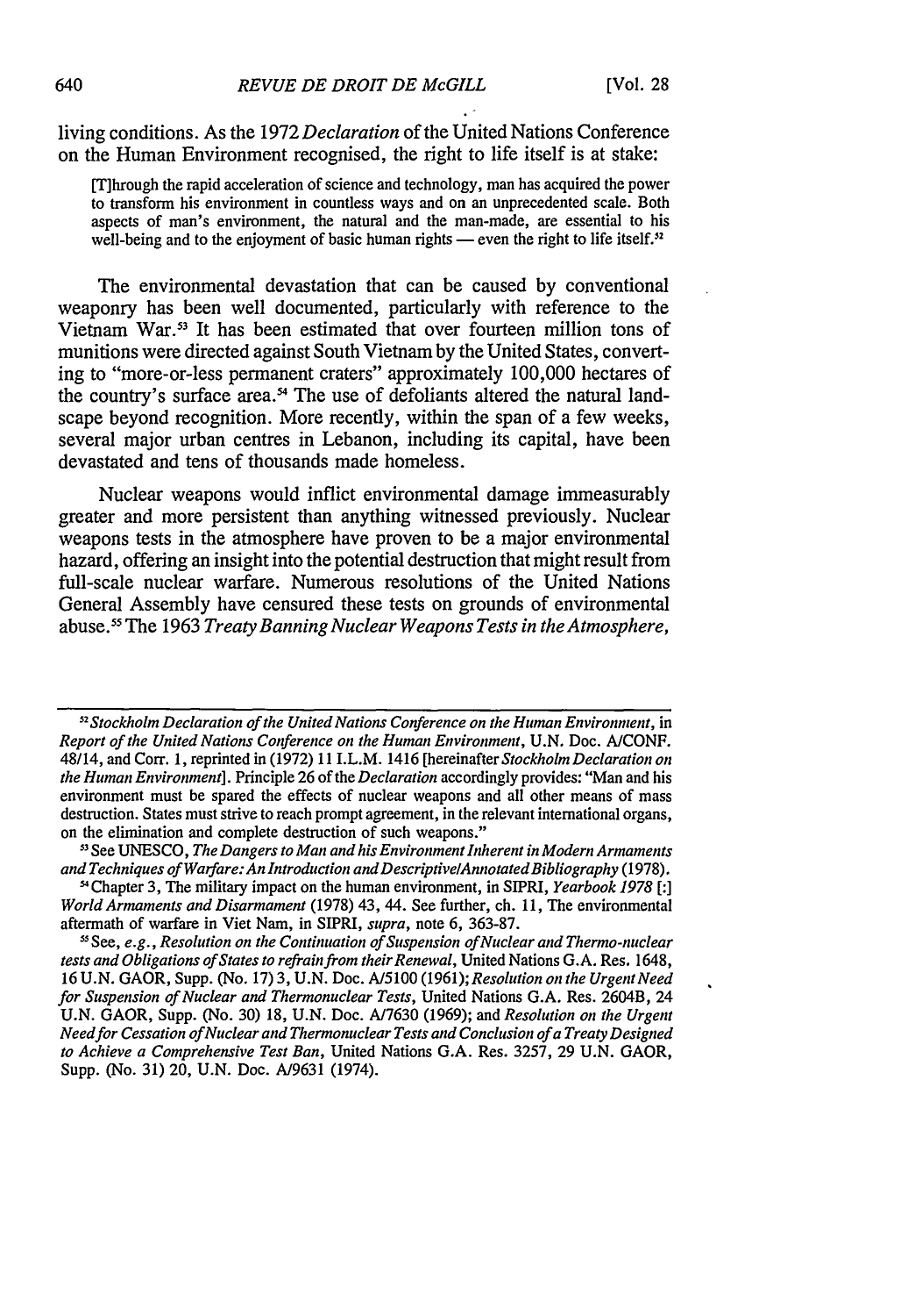living conditions. As the 1972 *Declaration* of the United Nations Conference on the Human Environment recognised, the right to life itself is at stake:

> [T]hrough the rapid acceleration of science and technology, man has acquired the power to transform his environment in countless ways and on an unprecedented scale. Both aspects of man's environment, the natural and the man-made, are essential to his well-being and to the enjoyment of basic human rights — even the right to life itself.[52]

The environmental devastation that can be caused by conventional weaponry has been well documented, particularly with reference to the Vietnam War.[53] It has been estimated that over fourteen million tons of munitions were directed against South Vietnam by the United States, converting to "more-or-less permanent craters" approximately 100,000 hectares of the country's surface area.[54] The use of defoliants altered the natural landscape beyond recognition. More recently, within the span of a few weeks, several major urban centres in Lebanon, including its capital, have been devastated and tens of thousands made homeless.

Nuclear weapons would inflict environmental damage immeasurably greater and more persistent than anything witnessed previously. Nuclear weapons tests in the atmosphere have proven to be a major environmental hazard, offering an insight into the potential destruction that might result from full-scale nuclear warfare. Numerous resolutions of the United Nations General Assembly have censured these tests on grounds of environmental abuse.[55] The 1963 *Treaty Banning Nuclear Weapons Tests in the Atmosphere,*

---

[52] *Stockholm Declaration of the United Nations Conference on the Human Environment*, in *Report of the United Nations Conference on the Human Environment*, U.N. Doc. A/CONF. 48/14, and Corr. 1, reprinted in (1972) 11 I.L.M. 1416 [hereinafter *Stockholm Declaration on the Human Environment*]. Principle 26 of the *Declaration* accordingly provides: "Man and his environment must be spared the effects of nuclear weapons and all other means of mass destruction. States must strive to reach prompt agreement, in the relevant international organs, on the elimination and complete destruction of such weapons."

[53] See UNESCO, *The Dangers to Man and his Environment Inherent in Modern Armaments and Techniques of Warfare: An Introduction and Descriptive/Annotated Bibliography* (1978).

[54] Chapter 3, The military impact on the human environment, in SIPRI, *Yearbook 1978* [:] *World Armaments and Disarmament* (1978) 43, 44. See further, ch. 11, The environmental aftermath of warfare in Viet Nam, in SIPRI, *supra*, note 6, 363-87.

[55] See, *e.g.*, *Resolution on the Continuation of Suspension of Nuclear and Thermo-nuclear tests and Obligations of States to refrain from their Renewal*, United Nations G.A. Res. 1648, 16 U.N. GAOR, Supp. (No. 17) 3, U.N. Doc. A/5100 (1961); *Resolution on the Urgent Need for Suspension of Nuclear and Thermonuclear Tests*, United Nations G.A. Res. 2604B, 24 U.N. GAOR, Supp. (No. 30) 18, U.N. Doc. A/7630 (1969); and *Resolution on the Urgent Need for Cessation of Nuclear and Thermonuclear Tests and Conclusion of a Treaty Designed to Achieve a Comprehensive Test Ban*, United Nations G.A. Res. 3257, 29 U.N. GAOR, Supp. (No. 31) 20, U.N. Doc. A/9631 (1974).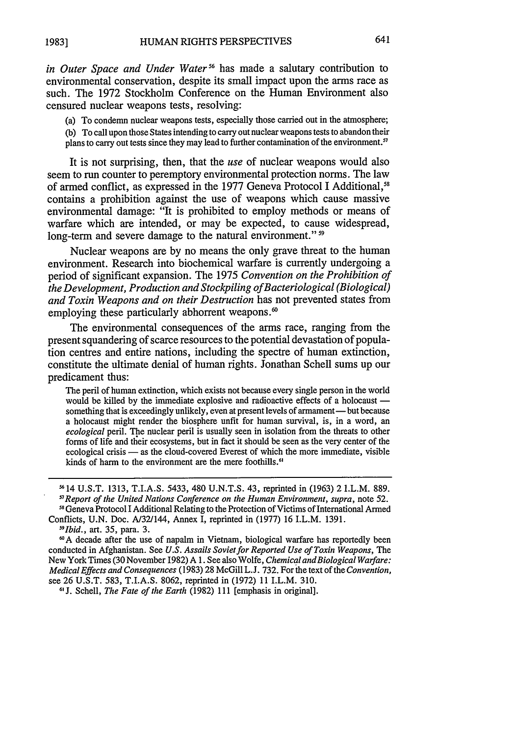*in Outer Space and Under Water*[56] has made a salutary contribution to environmental conservation, despite its small impact upon the arms race as such. The 1972 Stockholm Conference on the Human Environment also censured nuclear weapons tests, resolving:

> (a) To condemn nuclear weapons tests, especially those carried out in the atmosphere;
>
> (b) To call upon those States intending to carry out nuclear weapons tests to abandon their plans to carry out tests since they may lead to further contamination of the environment.[57]

It is not surprising, then, that the *use* of nuclear weapons would also seem to run counter to peremptory environmental protection norms. The law of armed conflict, as expressed in the 1977 Geneva Protocol I Additional,[58] contains a prohibition against the use of weapons which cause massive environmental damage: "It is prohibited to employ methods or means of warfare which are intended, or may be expected, to cause widespread, long-term and severe damage to the natural environment."[59]

Nuclear weapons are by no means the only grave threat to the human environment. Research into biochemical warfare is currently undergoing a period of significant expansion. The 1975 *Convention on the Prohibition of the Development, Production and Stockpiling of Bacteriological (Biological) and Toxin Weapons and on their Destruction* has not prevented states from employing these particularly abhorrent weapons.[60]

The environmental consequences of the arms race, ranging from the present squandering of scarce resources to the potential devastation of population centres and entire nations, including the spectre of human extinction, constitute the ultimate denial of human rights. Jonathan Schell sums up our predicament thus:

> The peril of human extinction, which exists not because every single person in the world would be killed by the immediate explosive and radioactive effects of a holocaust — something that is exceedingly unlikely, even at present levels of armament — but because a holocaust might render the biosphere unfit for human survival, is, in a word, an *ecological* peril. The nuclear peril is usually seen in isolation from the threats to other forms of life and their ecosystems, but in fact it should be seen as the very center of the ecological crisis — as the cloud-covered Everest of which the more immediate, visible kinds of harm to the environment are the mere foothills.[61]

---

[56] 14 U.S.T. 1313, T.I.A.S. 5433, 480 U.N.T.S. 43, reprinted in (1963) 2 I.L.M. 889.

[57] *Report of the United Nations Conference on the Human Environment, supra*, note 52.

[58] Geneva Protocol I Additional Relating to the Protection of Victims of International Armed Conflicts, U.N. Doc. A/32/144, Annex I, reprinted in (1977) 16 I.L.M. 1391.

[59] *Ibid.*, art. 35, para. 3.

[60] A decade after the use of napalm in Vietnam, biological warfare has reportedly been conducted in Afghanistan. See *U.S. Assails Soviet for Reported Use of Toxin Weapons*, The New York Times (30 November 1982) A 1. See also Wolfe, *Chemical and Biological Warfare: Medical Effects and Consequences* (1983) 28 McGill L.J. 732. For the text of the *Convention*, see 26 U.S.T. 583, T.I.A.S. 8062, reprinted in (1972) 11 I.L.M. 310.

[61] J. Schell, *The Fate of the Earth* (1982) 111 [emphasis in original].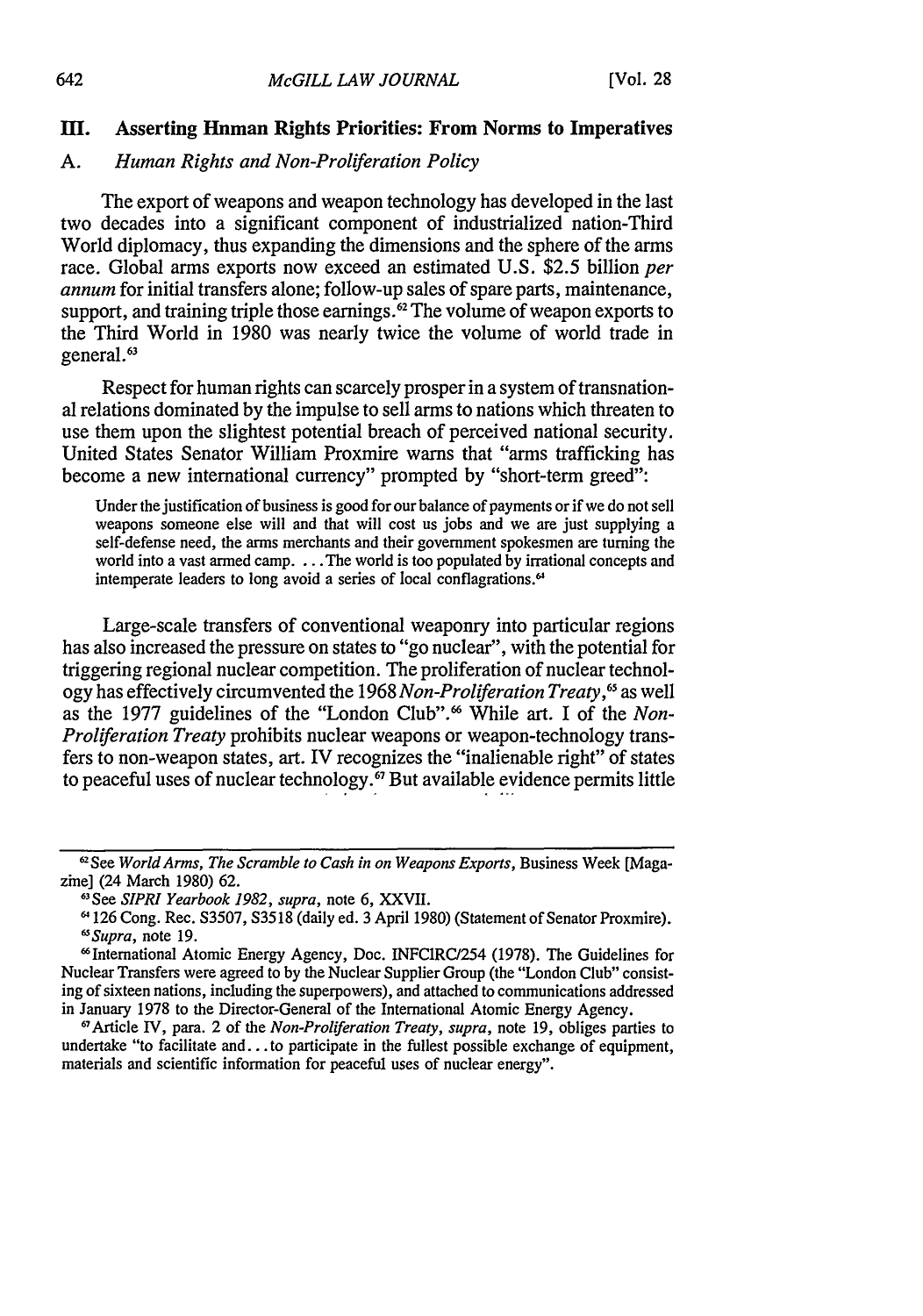## III. Asserting Hnman Rights Priorities: From Norms to Imperatives

### A. *Human Rights and Non-Proliferation Policy*

The export of weapons and weapon technology has developed in the last two decades into a significant component of industrialized nation-Third World diplomacy, thus expanding the dimensions and the sphere of the arms race. Global arms exports now exceed an estimated U.S. $2.5 billion *per annum* for initial transfers alone; follow-up sales of spare parts, maintenance, support, and training triple those earnings.[62] The volume of weapon exports to the Third World in 1980 was nearly twice the volume of world trade in general.[63]

Respect for human rights can scarcely prosper in a system of transnational relations dominated by the impulse to sell arms to nations which threaten to use them upon the slightest potential breach of perceived national security. United States Senator William Proxmire warns that "arms trafficking has become a new international currency" prompted by "short-term greed":

> Under the justification of business is good for our balance of payments or if we do not sell weapons someone else will and that will cost us jobs and we are just supplying a self-defense need, the arms merchants and their government spokesmen are turning the world into a vast armed camp. ... The world is too populated by irrational concepts and intemperate leaders to long avoid a series of local conflagrations.[64]

Large-scale transfers of conventional weaponry into particular regions has also increased the pressure on states to "go nuclear", with the potential for triggering regional nuclear competition. The proliferation of nuclear technology has effectively circumvented the 1968 *Non-Proliferation Treaty*,[65] as well as the 1977 guidelines of the "London Club".[66] While art. I of the *Non-Proliferation Treaty* prohibits nuclear weapons or weapon-technology transfers to non-weapon states, art. IV recognizes the "inalienable right" of states to peaceful uses of nuclear technology.[67] But available evidence permits little

---

[62] See *World Arms, The Scramble to Cash in on Weapons Exports*, Business Week [Magazine] (24 March 1980) 62.

[63] See *SIPRI Yearbook 1982*, *supra*, note 6, XXVII.

[64] 126 Cong. Rec. S3507, S3518 (daily ed. 3 April 1980) (Statement of Senator Proxmire).

[65] *Supra*, note 19.

[66] International Atomic Energy Agency, Doc. INFCIRC/254 (1978). The Guidelines for Nuclear Transfers were agreed to by the Nuclear Supplier Group (the "London Club" consisting of sixteen nations, including the superpowers), and attached to communications addressed in January 1978 to the Director-General of the International Atomic Energy Agency.

[67] Article IV, para. 2 of the *Non-Proliferation Treaty*, *supra*, note 19, obliges parties to undertake "to facilitate and... to participate in the fullest possible exchange of equipment, materials and scientific information for peaceful uses of nuclear energy".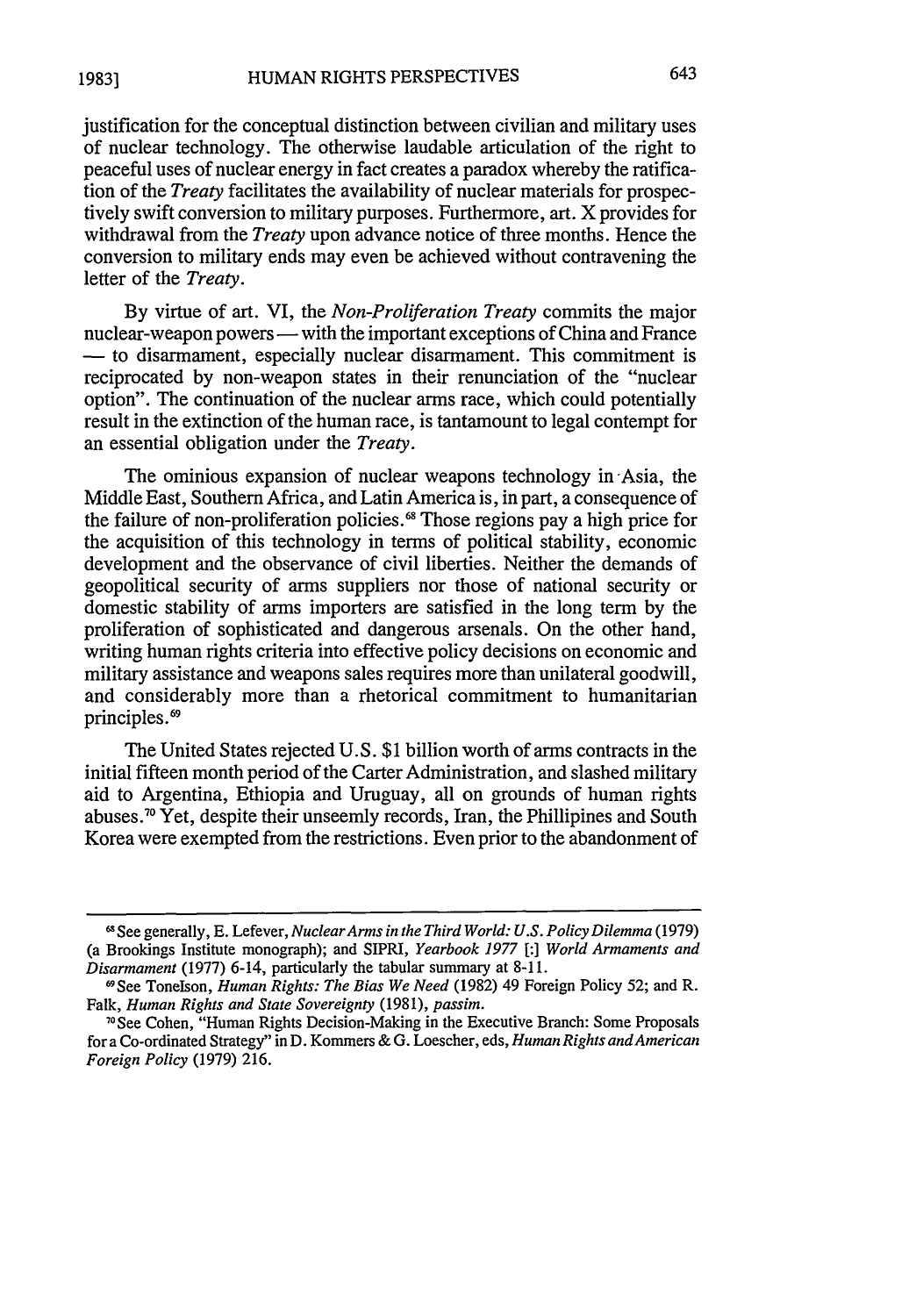justification for the conceptual distinction between civilian and military uses of nuclear technology. The otherwise laudable articulation of the right to peaceful uses of nuclear energy in fact creates a paradox whereby the ratification of the *Treaty* facilitates the availability of nuclear materials for prospectively swift conversion to military purposes. Furthermore, art. X provides for withdrawal from the *Treaty* upon advance notice of three months. Hence the conversion to military ends may even be achieved without contravening the letter of the *Treaty*.

By virtue of art. VI, the *Non-Proliferation Treaty* commits the major nuclear-weapon powers — with the important exceptions of China and France — to disarmament, especially nuclear disarmament. This commitment is reciprocated by non-weapon states in their renunciation of the "nuclear option". The continuation of the nuclear arms race, which could potentially result in the extinction of the human race, is tantamount to legal contempt for an essential obligation under the *Treaty*.

The ominious expansion of nuclear weapons technology in Asia, the Middle East, Southern Africa, and Latin America is, in part, a consequence of the failure of non-proliferation policies.[68] Those regions pay a high price for the acquisition of this technology in terms of political stability, economic development and the observance of civil liberties. Neither the demands of geopolitical security of arms suppliers nor those of national security or domestic stability of arms importers are satisfied in the long term by the proliferation of sophisticated and dangerous arsenals. On the other hand, writing human rights criteria into effective policy decisions on economic and military assistance and weapons sales requires more than unilateral goodwill, and considerably more than a rhetorical commitment to humanitarian principles.[69]

The United States rejected U.S. $1 billion worth of arms contracts in the initial fifteen month period of the Carter Administration, and slashed military aid to Argentina, Ethiopia and Uruguay, all on grounds of human rights abuses.[70] Yet, despite their unseemly records, Iran, the Phillipines and South Korea were exempted from the restrictions. Even prior to the abandonment of

---

[68] See generally, E. Lefever, *Nuclear Arms in the Third World: U.S. Policy Dilemma* (1979) (a Brookings Institute monograph); and SIPRI, *Yearbook 1977* [:] *World Armaments and Disarmament* (1977) 6-14, particularly the tabular summary at 8-11.

[69] See Tonelson, *Human Rights: The Bias We Need* (1982) 49 Foreign Policy 52; and R. Falk, *Human Rights and State Sovereignty* (1981), *passim*.

[70] See Cohen, "Human Rights Decision-Making in the Executive Branch: Some Proposals for a Co-ordinated Strategy" in D. Kommers & G. Loescher, eds, *Human Rights and American Foreign Policy* (1979) 216.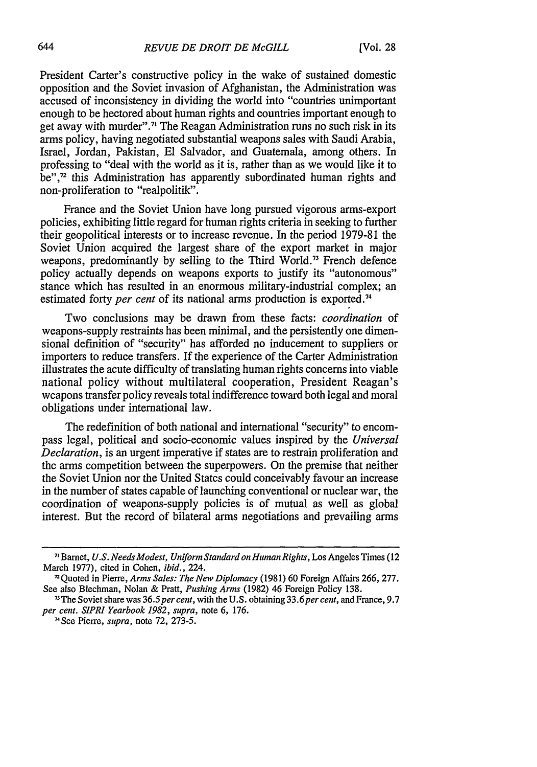President Carter's constructive policy in the wake of sustained domestic opposition and the Soviet invasion of Afghanistan, the Administration was accused of inconsistency in dividing the world into "countries unimportant enough to be hectored about human rights and countries important enough to get away with murder".[71] The Reagan Administration runs no such risk in its arms policy, having negotiated substantial weapons sales with Saudi Arabia, Israel, Jordan, Pakistan, El Salvador, and Guatemala, among others. In professing to "deal with the world as it is, rather than as we would like it to be",[72] this Administration has apparently subordinated human rights and non-proliferation to "realpolitik".

France and the Soviet Union have long pursued vigorous arms-export policies, exhibiting little regard for human rights criteria in seeking to further their geopolitical interests or to increase revenue. In the period 1979-81 the Soviet Union acquired the largest share of the export market in major weapons, predominantly by selling to the Third World.[73] French defence policy actually depends on weapons exports to justify its "autonomous" stance which has resulted in an enormous military-industrial complex; an estimated forty *per cent* of its national arms production is exported.[74]

Two conclusions may be drawn from these facts: *coordination* of weapons-supply restraints has been minimal, and the persistently one dimensional definition of "security" has afforded no inducement to suppliers or importers to reduce transfers. If the experience of the Carter Administration illustrates the acute difficulty of translating human rights concerns into viable national policy without multilateral cooperation, President Reagan's weapons transfer policy reveals total indifference toward both legal and moral obligations under international law.

The redefinition of both national and international "security" to encompass legal, political and socio-economic values inspired by the *Universal Declaration*, is an urgent imperative if states are to restrain proliferation and the arms competition between the superpowers. On the premise that neither the Soviet Union nor the United States could conceivably favour an increase in the number of states capable of launching conventional or nuclear war, the coordination of weapons-supply policies is of mutual as well as global interest. But the record of bilateral arms negotiations and prevailing arms

---

[71] Barnet, *U.S. Needs Modest, Uniform Standard on Human Rights*, Los Angeles Times (12 March 1977), cited in Cohen, *ibid.*, 224.

[72] Quoted in Pierre, *Arms Sales: The New Diplomacy* (1981) 60 Foreign Affairs 266, 277. See also Blechman, Nolan & Pratt, *Pushing Arms* (1982) 46 Foreign Policy 138.

[73] The Soviet share was 36.5 *per cent*, with the U.S. obtaining 33.6 *per cent*, and France, 9.7 *per cent*. *SIPRI Yearbook 1982*, *supra*, note 6, 176.

[74] See Pierre, *supra*, note 72, 273-5.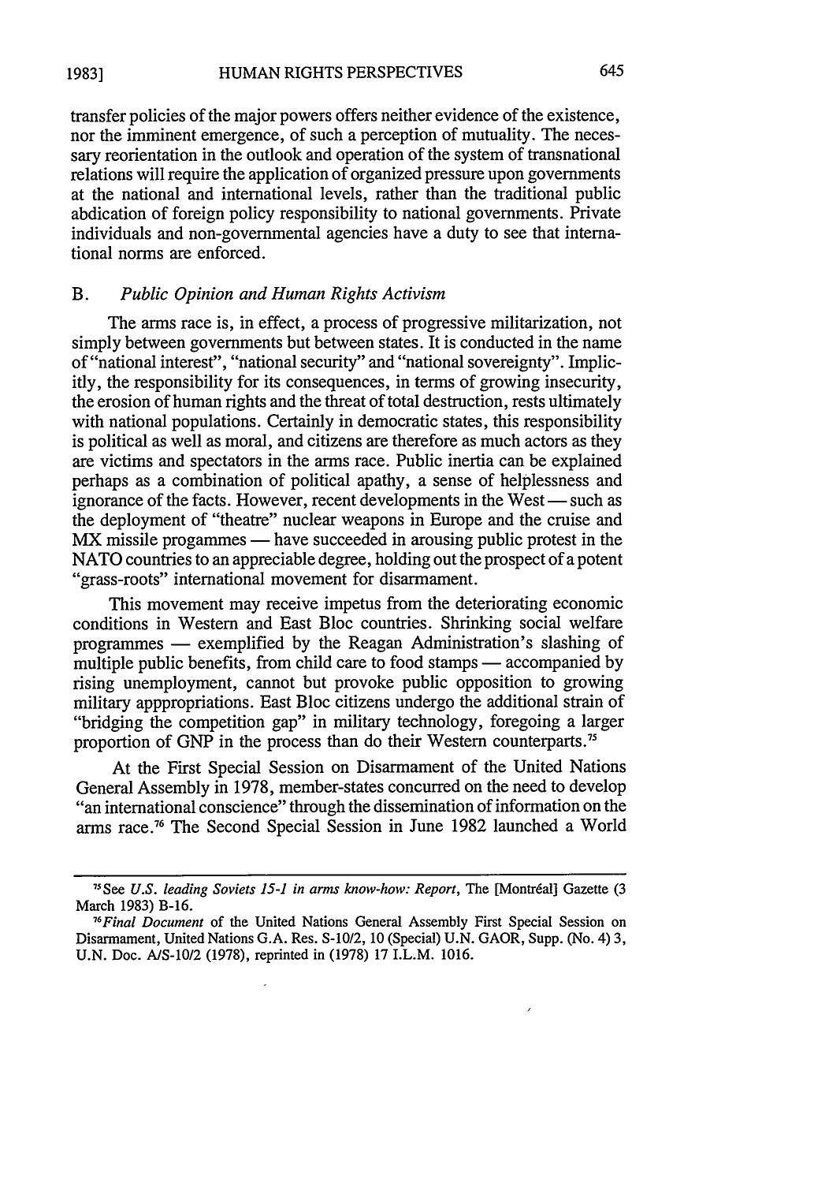transfer policies of the major powers offers neither evidence of the existence, nor the imminent emergence, of such a perception of mutuality. The necessary reorientation in the outlook and operation of the system of transnational relations will require the application of organized pressure upon governments at the national and international levels, rather than the traditional public abdication of foreign policy responsibility to national governments. Private individuals and non-governmental agencies have a duty to see that international norms are enforced.

### B. *Public Opinion and Human Rights Activism*

The arms race is, in effect, a process of progressive militarization, not simply between governments but between states. It is conducted in the name of "national interest", "national security" and "national sovereignty". Implicitly, the responsibility for its consequences, in terms of growing insecurity, the erosion of human rights and the threat of total destruction, rests ultimately with national populations. Certainly in democratic states, this responsibility is political as well as moral, and citizens are therefore as much actors as they are victims and spectators in the arms race. Public inertia can be explained perhaps as a combination of political apathy, a sense of helplessness and ignorance of the facts. However, recent developments in the West — such as the deployment of "theatre" nuclear weapons in Europe and the cruise and MX missile progammes — have succeeded in arousing public protest in the NATO countries to an appreciable degree, holding out the prospect of a potent "grass-roots" international movement for disarmament.

This movement may receive impetus from the deteriorating economic conditions in Western and East Bloc countries. Shrinking social welfare programmes — exemplified by the Reagan Administration's slashing of multiple public benefits, from child care to food stamps — accompanied by rising unemployment, cannot but provoke public opposition to growing military apppropriations. East Bloc citizens undergo the additional strain of "bridging the competition gap" in military technology, foregoing a larger proportion of GNP in the process than do their Western counterparts.[75]

At the First Special Session on Disarmament of the United Nations General Assembly in 1978, member-states concurred on the need to develop "an international conscience" through the dissemination of information on the arms race.[76] The Second Special Session in June 1982 launched a World

---

[75] See *U.S. leading Soviets 15-1 in arms know-how: Report*, The [Montréal] Gazette (3 March 1983) B-16.

[76] *Final Document* of the United Nations General Assembly First Special Session on Disarmament, United Nations G.A. Res. S-10/2, 10 (Special) U.N. GAOR, Supp. (No. 4) 3, U.N. Doc. A/S-10/2 (1978), reprinted in (1978) 17 I.L.M. 1016.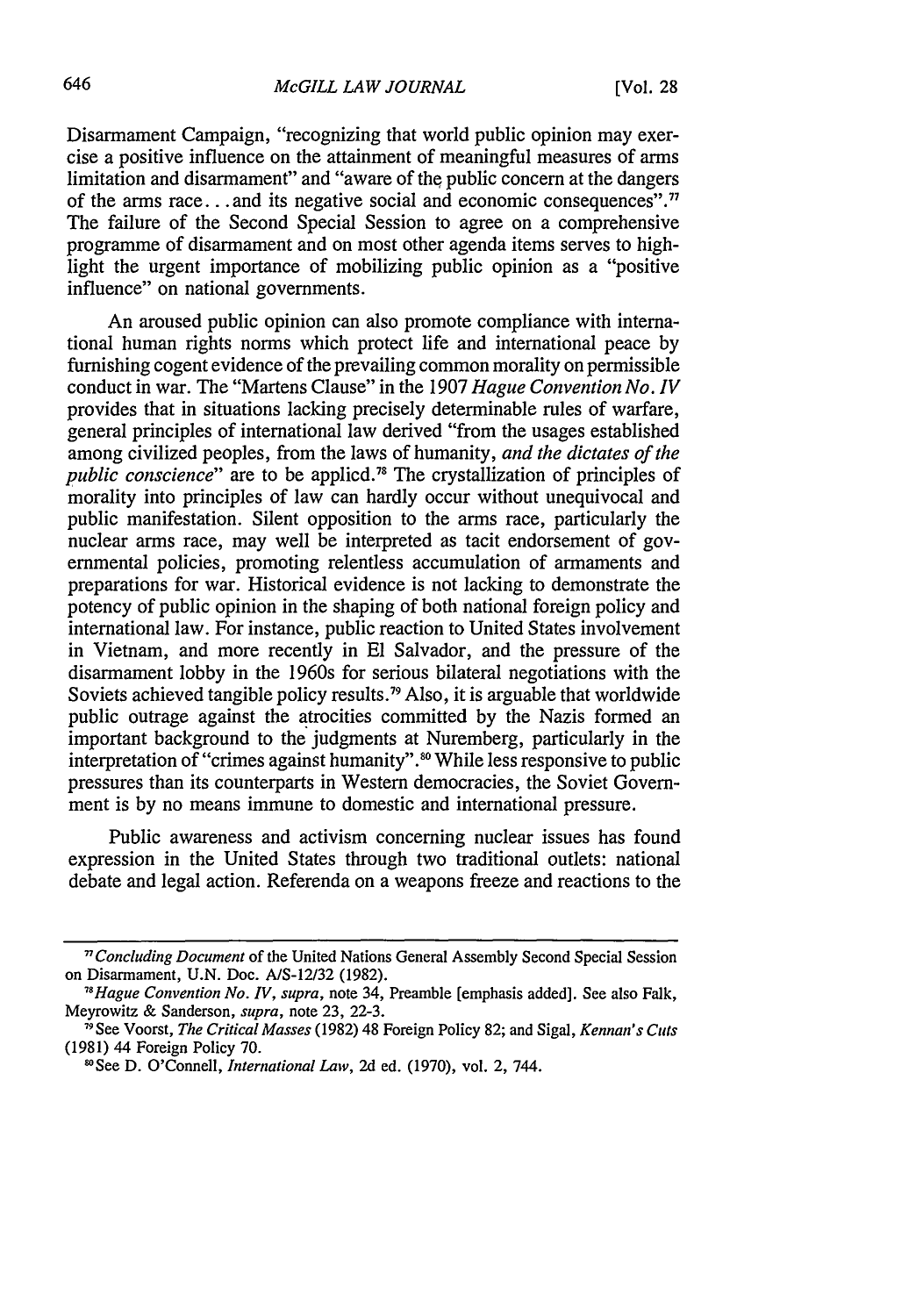Disarmament Campaign, "recognizing that world public opinion may exercise a positive influence on the attainment of meaningful measures of arms limitation and disarmament" and "aware of the public concern at the dangers of the arms race. . . and its negative social and economic consequences".[77] The failure of the Second Special Session to agree on a comprehensive programme of disarmament and on most other agenda items serves to highlight the urgent importance of mobilizing public opinion as a "positive influence" on national governments.

An aroused public opinion can also promote compliance with international human rights norms which protect life and international peace by furnishing cogent evidence of the prevailing common morality on permissible conduct in war. The "Martens Clause" in the 1907 *Hague Convention No. IV* provides that in situations lacking precisely determinable rules of warfare, general principles of international law derived "from the usages established among civilized peoples, from the laws of humanity, *and the dictates of the public conscience*" are to be applied.[78] The crystallization of principles of morality into principles of law can hardly occur without unequivocal and public manifestation. Silent opposition to the arms race, particularly the nuclear arms race, may well be interpreted as tacit endorsement of governmental policies, promoting relentless accumulation of armaments and preparations for war. Historical evidence is not lacking to demonstrate the potency of public opinion in the shaping of both national foreign policy and international law. For instance, public reaction to United States involvement in Vietnam, and more recently in El Salvador, and the pressure of the disarmament lobby in the 1960s for serious bilateral negotiations with the Soviets achieved tangible policy results.[79] Also, it is arguable that worldwide public outrage against the atrocities committed by the Nazis formed an important background to the judgments at Nuremberg, particularly in the interpretation of "crimes against humanity".[80] While less responsive to public pressures than its counterparts in Western democracies, the Soviet Government is by no means immune to domestic and international pressure.

Public awareness and activism concerning nuclear issues has found expression in the United States through two traditional outlets: national debate and legal action. Referenda on a weapons freeze and reactions to the

---

[77] *Concluding Document* of the United Nations General Assembly Second Special Session on Disarmament, U.N. Doc. A/S-12/32 (1982).

[78] *Hague Convention No. IV*, *supra*, note 34, Preamble [emphasis added]. See also Falk, Meyrowitz & Sanderson, *supra*, note 23, 22-3.

[79] See Voorst, *The Critical Masses* (1982) 48 Foreign Policy 82; and Sigal, *Kennan's Cuts* (1981) 44 Foreign Policy 70.

[80] See D. O'Connell, *International Law*, 2d ed. (1970), vol. 2, 744.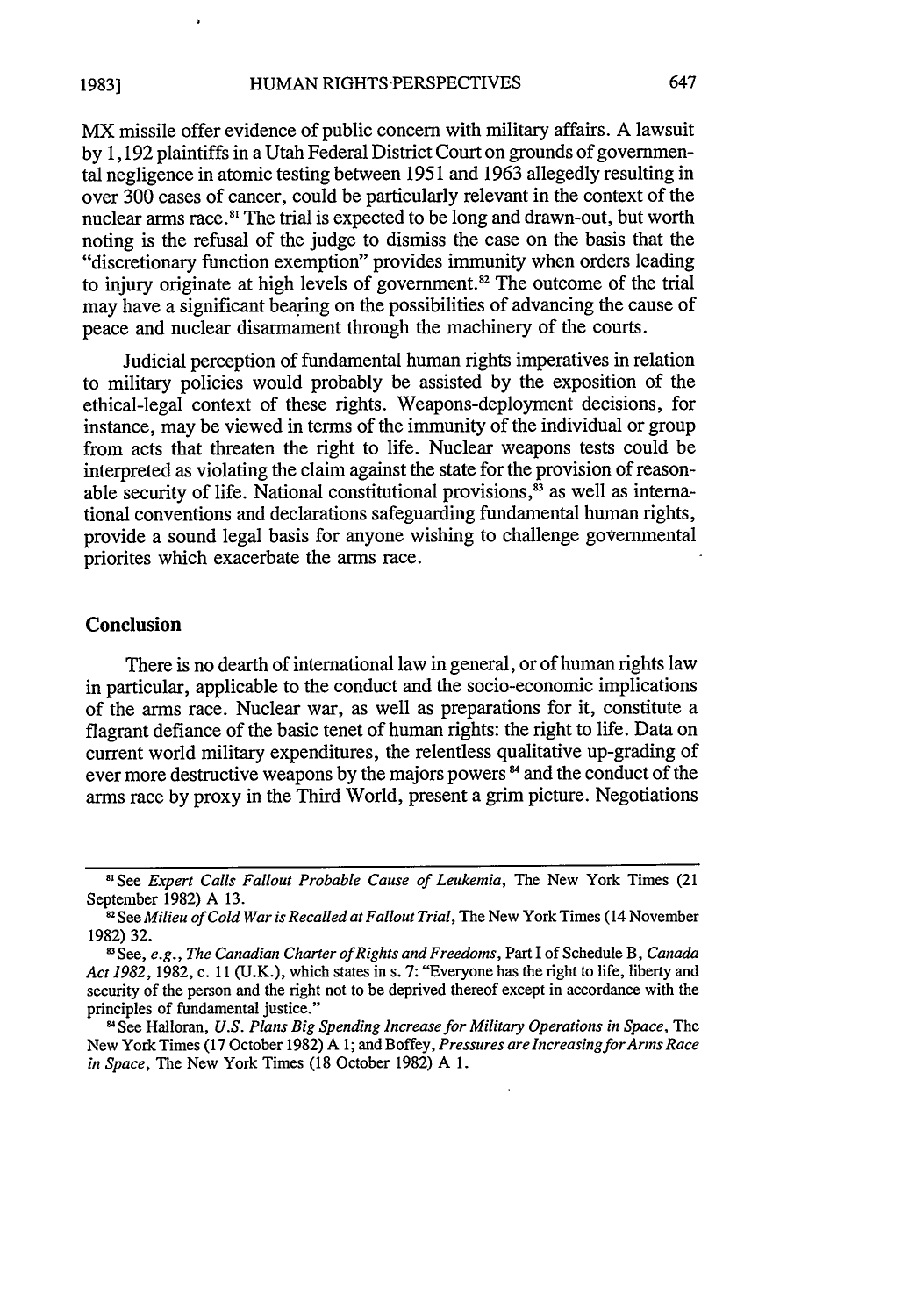MX missile offer evidence of public concern with military affairs. A lawsuit by 1,192 plaintiffs in a Utah Federal District Court on grounds of governmental negligence in atomic testing between 1951 and 1963 allegedly resulting in over 300 cases of cancer, could be particularly relevant in the context of the nuclear arms race.[81] The trial is expected to be long and drawn-out, but worth noting is the refusal of the judge to dismiss the case on the basis that the "discretionary function exemption" provides immunity when orders leading to injury originate at high levels of government.[82] The outcome of the trial may have a significant bearing on the possibilities of advancing the cause of peace and nuclear disarmament through the machinery of the courts.

Judicial perception of fundamental human rights imperatives in relation to military policies would probably be assisted by the exposition of the ethical-legal context of these rights. Weapons-deployment decisions, for instance, may be viewed in terms of the immunity of the individual or group from acts that threaten the right to life. Nuclear weapons tests could be interpreted as violating the claim against the state for the provision of reasonable security of life. National constitutional provisions,[83] as well as international conventions and declarations safeguarding fundamental human rights, provide a sound legal basis for anyone wishing to challenge governmental priorites which exacerbate the arms race.

## Conclusion

There is no dearth of international law in general, or of human rights law in particular, applicable to the conduct and the socio-economic implications of the arms race. Nuclear war, as well as preparations for it, constitute a flagrant defiance of the basic tenet of human rights: the right to life. Data on current world military expenditures, the relentless qualitative up-grading of ever more destructive weapons by the majors powers[84] and the conduct of the arms race by proxy in the Third World, present a grim picture. Negotiations

---

[81] See *Expert Calls Fallout Probable Cause of Leukemia*, The New York Times (21 September 1982) A 13.

[82] See *Milieu of Cold War is Recalled at Fallout Trial*, The New York Times (14 November 1982) 32.

[83] See, *e.g.*, *The Canadian Charter of Rights and Freedoms*, Part I of Schedule B, *Canada Act 1982*, 1982, c. 11 (U.K.), which states in s. 7: "Everyone has the right to life, liberty and security of the person and the right not to be deprived thereof except in accordance with the principles of fundamental justice."

[84] See Halloran, *U.S. Plans Big Spending Increase for Military Operations in Space*, The New York Times (17 October 1982) A 1; and Boffey, *Pressures are Increasing for Arms Race in Space*, The New York Times (18 October 1982) A 1.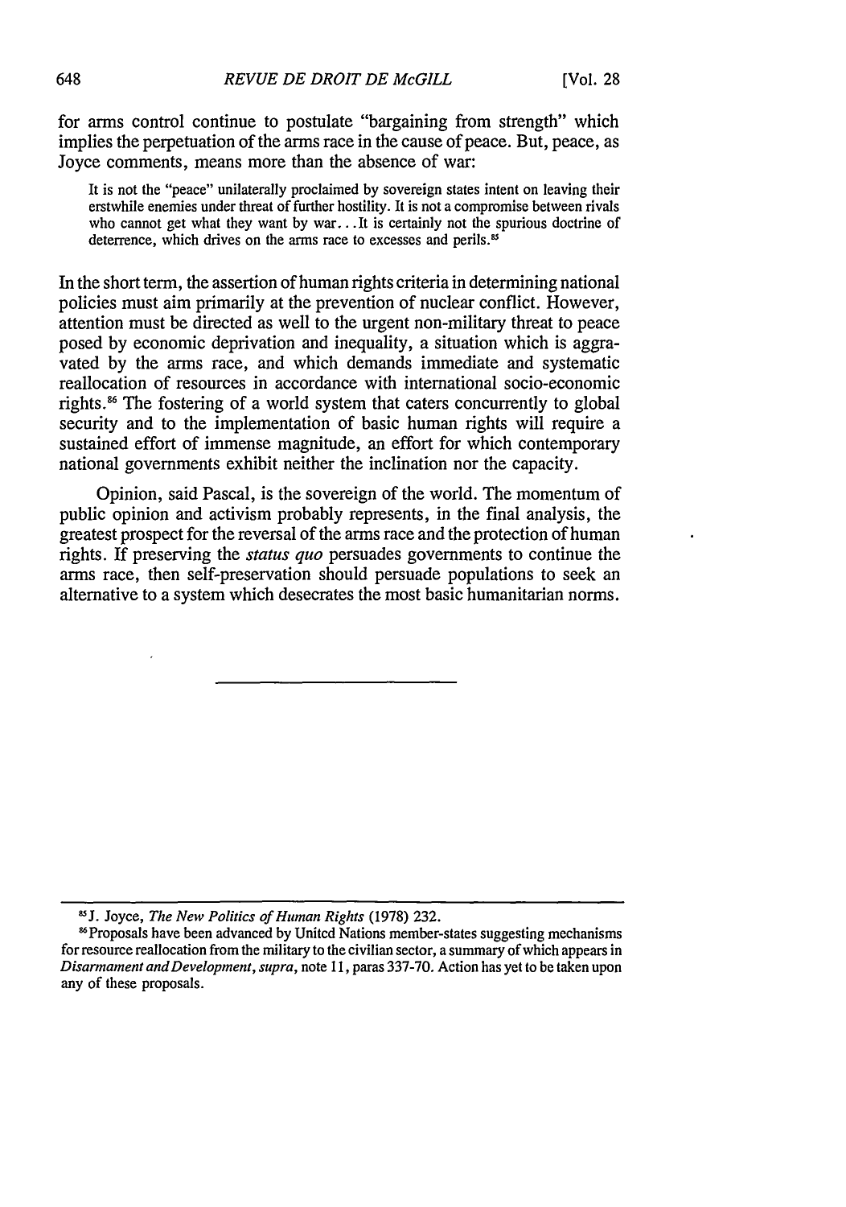for arms control continue to postulate "bargaining from strength" which implies the perpetuation of the arms race in the cause of peace. But, peace, as Joyce comments, means more than the absence of war:

> It is not the "peace" unilaterally proclaimed by sovereign states intent on leaving their erstwhile enemies under threat of further hostility. It is not a compromise between rivals who cannot get what they want by war. . . It is certainly not the spurious doctrine of deterrence, which drives on the arms race to excesses and perils.[85]

In the short term, the assertion of human rights criteria in determining national policies must aim primarily at the prevention of nuclear conflict. However, attention must be directed as well to the urgent non-military threat to peace posed by economic deprivation and inequality, a situation which is aggravated by the arms race, and which demands immediate and systematic reallocation of resources in accordance with international socio-economic rights.[86] The fostering of a world system that caters concurrently to global security and to the implementation of basic human rights will require a sustained effort of immense magnitude, an effort for which contemporary national governments exhibit neither the inclination nor the capacity.

Opinion, said Pascal, is the sovereign of the world. The momentum of public opinion and activism probably represents, in the final analysis, the greatest prospect for the reversal of the arms race and the protection of human rights. If preserving the *status quo* persuades governments to continue the arms race, then self-preservation should persuade populations to seek an alternative to a system which desecrates the most basic humanitarian norms.

---

[85] J. Joyce, *The New Politics of Human Rights* (1978) 232.

[86] Proposals have been advanced by United Nations member-states suggesting mechanisms for resource reallocation from the military to the civilian sector, a summary of which appears in *Disarmament and Development*, *supra*, note 11, paras 337-70. Action has yet to be taken upon any of these proposals.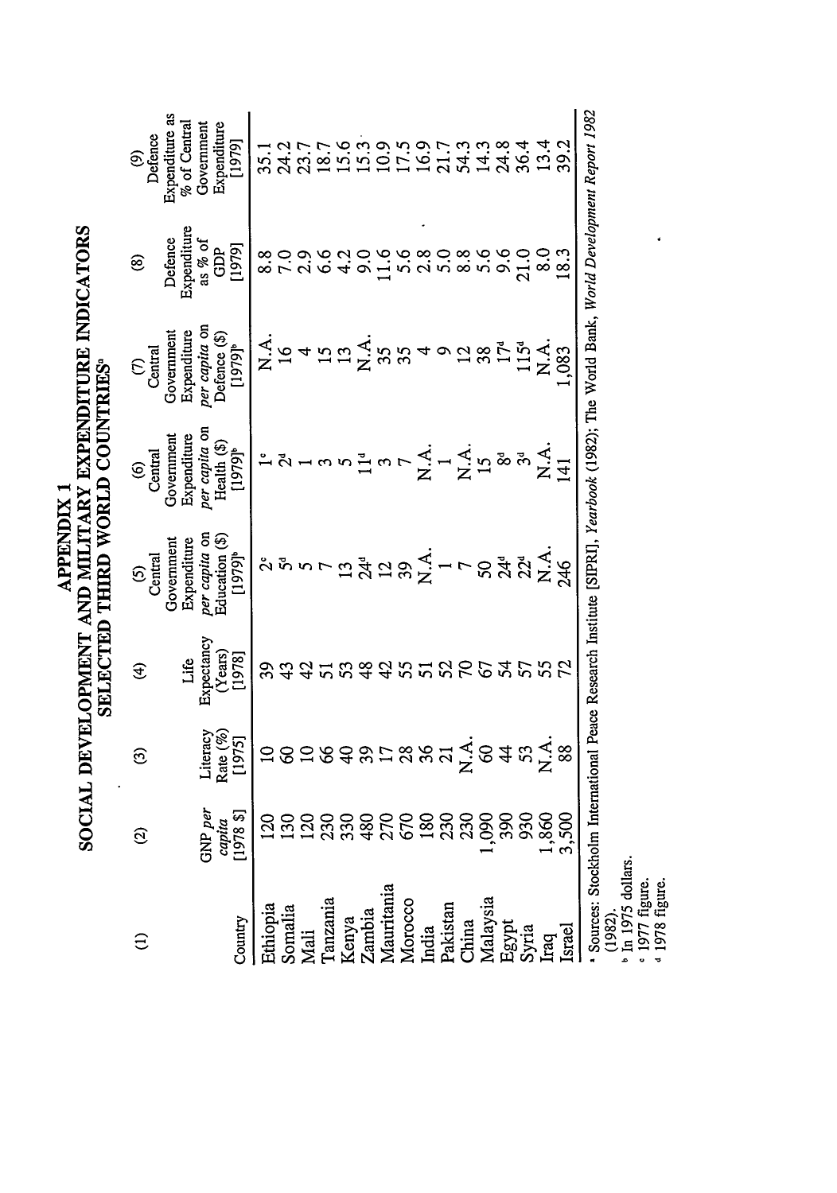# APPENDIX 1

## SOCIAL DEVELOPMENT AND MILITARY EXPENDITURE INDICATORS SELECTED THIRD WORLD COUNTRIES[a]

| (1) Country | (2) GNP *per capita* [1978 $] | (3) Literacy Rate (%) [1975] | (4) Life Expectancy (Years) [1978] | (5) Central Government Expenditure *per capita* on Education ($) [1979][b] | (6) Central Government Expenditure *per capita* on Health ($) [1979][b] | (7) Central Government Expenditure *per capita* on Defence ($) [1979][b] | (8) Defence Expenditure as % of GDP [1979] | (9) Defence Expenditure as % of Central Government Expenditure [1979] |
|---|---|---|---|---|---|---|---|---|
| Ethiopia | 120 | 10 | 39 | 2[c] | 1[c] | N.A. | 8.8 | 35.1 |
| Somalia | 130 | 60 | 43 | 5[d] | 2[d] | 16 | 7.0 | 24.2 |
| Mali | 120 | 10 | 42 | 5 | 1 | 4 | 2.9 | 23.7 |
| Tanzania | 230 | 66 | 51 | 7 | 3 | 15 | 6.6 | 18.7 |
| Kenya | 330 | 40 | 53 | 13 | 5 | 13 | 4.2 | 15.6 |
| Zambia | 480 | 39 | 48 | 24[d] | 11[d] | N.A. | 9.0 | 15.3 |
| Mauritania | 270 | 17 | 42 | 12 | 3 | 35 | 11.6 | 10.9 |
| Morocco | 670 | 28 | 55 | 39 | 7 | 35 | 5.6 | 17.5 |
| India | 180 | 36 | 51 | N.A. | N.A. | 4 | 2.8 | 16.9 |
| Pakistan | 230 | 21 | 52 | 1 | 1 | 9 | 5.0 | 21.7 |
| China | 230 | N.A. | 70 | 7 | N.A. | 12 | 8.8 | 54.3 |
| Malaysia | 1,090 | 60 | 67 | 50 | 15 | 38 | 5.6 | 14.3 |
| Egypt | 390 | 44 | 54 | 24[d] | 8[d] | 17[d] | 9.6 | 24.8 |
| Syria | 930 | 53 | 57 | 22[d] | 3[d] | 115[d] | 21.0 | 36.4 |
| Iraq | 1,860 | N.A. | 55 | N.A. | N.A. | N.A. | 8.0 | 13.4 |
| Israel | 3,500 | 88 | 72 | 246 | 141 | 1,083 | 18.3 | 39.2 |

[a] Sources: Stockholm International Peace Research Institute [SIPRI], *Yearbook* (1982); The World Bank, *World Development Report 1982* (1982).
[b] In 1975 dollars.
[c] 1977 figure.
[d] 1978 figure.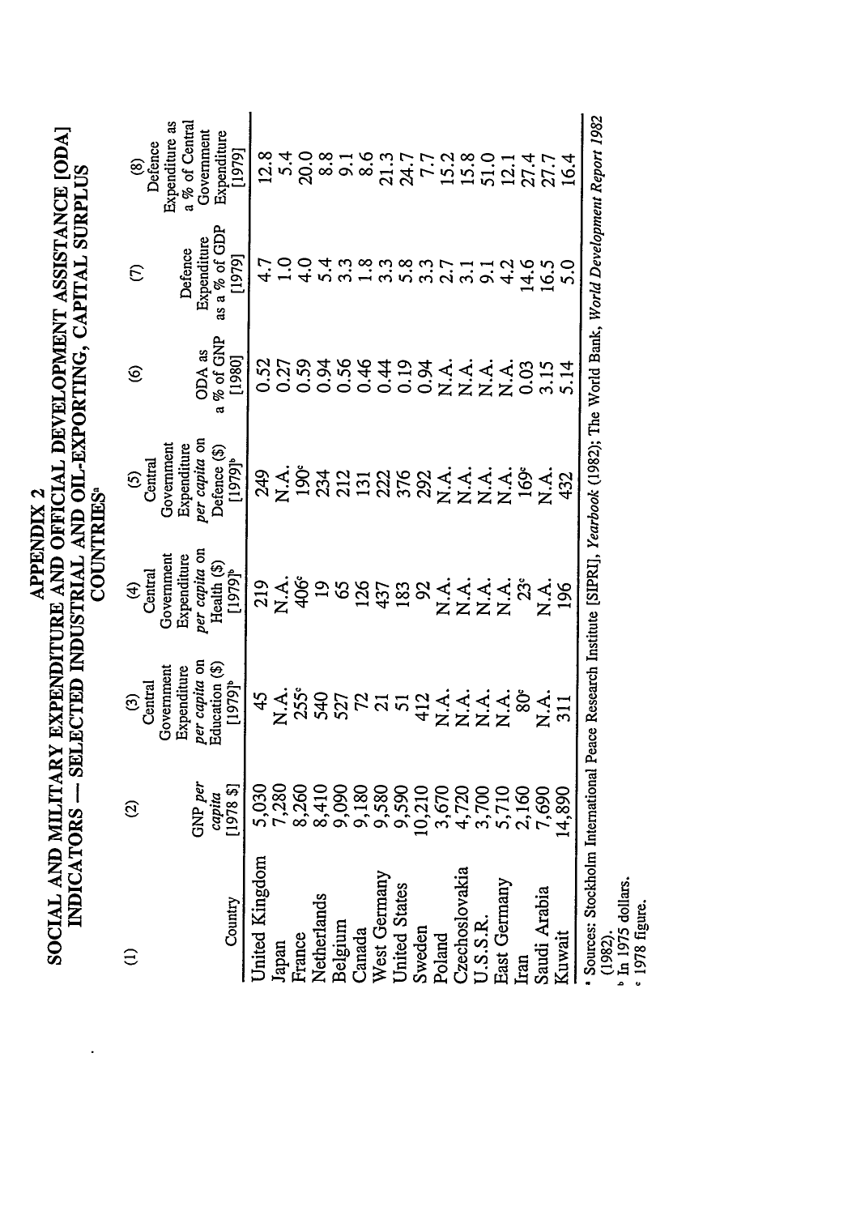# APPENDIX 2

## SOCIAL AND MILITARY EXPENDITURE AND OFFICIAL DEVELOPMENT ASSISTANCE [ODA] INDICATORS — SELECTED INDUSTRIAL AND OIL-EXPORTING, CAPITAL SURPLUS COUNTRIES[a]

| (1) Country | (2) GNP *per capita* [1978 $] | (3) Central Government Expenditure *per capita* on Education ($) [1979][b] | (4) Central Government Expenditure *per capita* on Health ($) [1979][b] | (5) Central Government Expenditure *per capita* on Defence ($) [1979][b] | (6) ODA as a % of GNP [1980] | (7) Defence Expenditure as a % of GDP [1979] | (8) Defence Expenditure as a % of Central Government Expenditure [1979] |
|---|---|---|---|---|---|---|---|
| United Kingdom | 5,030 | 45 | 219 | 249 | 0.52 | 4.7 | 12.8 |
| Japan | 7,280 | N.A. | N.A. | N.A. | 0.27 | 1.0 | 5.4 |
| France | 8,260 | 255[c] | 406[c] | 190[c] | 0.59 | 4.0 | 20.0 |
| Netherlands | 8,410 | 540 | 19 | 234 | 0.94 | 5.4 | 8.8 |
| Belgium | 9,090 | 527 | 65 | 212 | 0.56 | 3.3 | 9.1 |
| Canada | 9,180 | 72 | 126 | 131 | 0.46 | 1.8 | 8.6 |
| West Germany | 9,580 | 21 | 437 | 222 | 0.44 | 3.3 | 21.3 |
| United States | 9,590 | 51 | 183 | 376 | 0.19 | 5.8 | 24.7 |
| Sweden | 10,210 | 412 | 92 | 292 | 0.94 | 3.3 | 7.7 |
| Poland | 3,670 | N.A. | N.A. | N.A. | N.A. | 2.7 | 15.2 |
| Czechoslovakia | 4,720 | N.A. | N.A. | N.A. | N.A. | 3.1 | 15.8 |
| U.S.S.R. | 3,700 | N.A. | N.A. | N.A. | N.A. | 9.1 | 51.0 |
| East Germany | 5,710 | N.A. | N.A. | N.A. | N.A. | 4.2 | 12.1 |
| Iran | 2,160 | 80[c] | 23[c] | 169[c] | 0.03 | 14.6 | 27.4 |
| Saudi Arabia | 7,690 | N.A. | N.A. | N.A. | 3.15 | 16.5 | 27.7 |
| Kuwait | 14,890 | 311 | 196 | 432 | 5.14 | 5.0 | 16.4 |

[a] Sources: Stockholm International Peace Research Institute [SIPRI], *Yearbook* (1982); The World Bank, *World Development Report 1982* (1982).

[b] In 1975 dollars.

[c] 1978 figure.